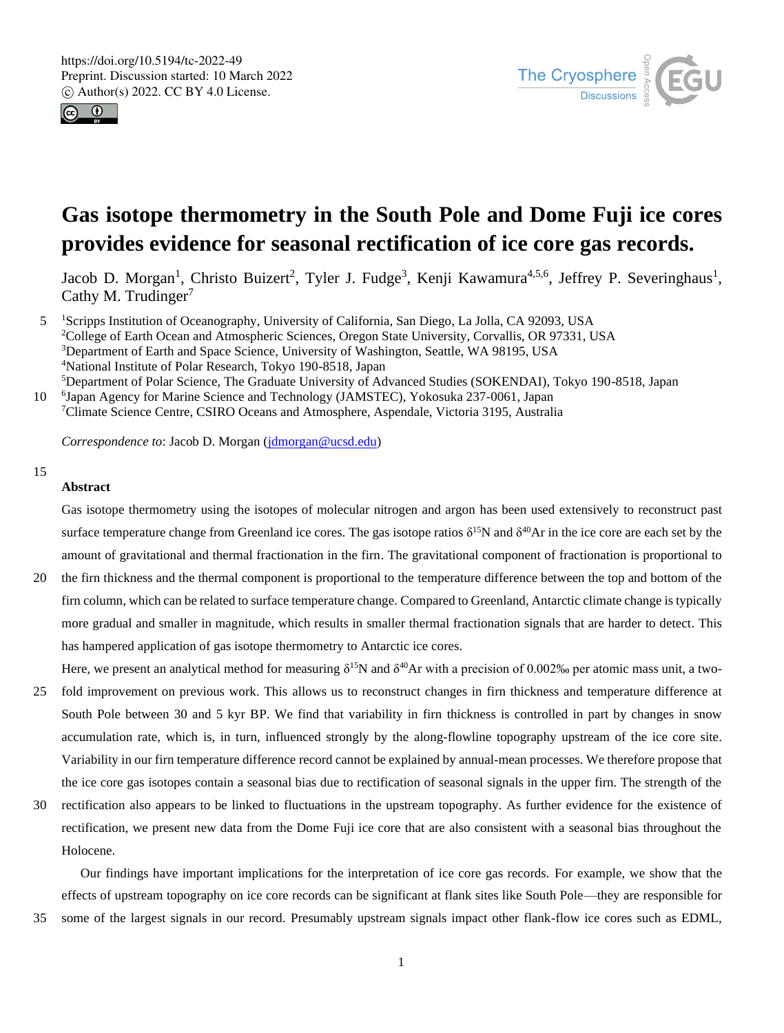# Gas isotope thermometry in the South Pole and Dome Fuji ice cores provides evidence for seasonal rectification of ice core gas records.

Jacob D. Morgan[1], Christo Buizert[2], Tyler J. Fudge[3], Kenji Kawamura[4,5,6], Jeffrey P. Severinghaus[1], Cathy M. Trudinger[7]

[1]Scripps Institution of Oceanography, University of California, San Diego, La Jolla, CA 92093, USA
[2]College of Earth Ocean and Atmospheric Sciences, Oregon State University, Corvallis, OR 97331, USA
[3]Department of Earth and Space Science, University of Washington, Seattle, WA 98195, USA
[4]National Institute of Polar Research, Tokyo 190-8518, Japan
[5]Department of Polar Science, The Graduate University of Advanced Studies (SOKENDAI), Tokyo 190-8518, Japan
[6]Japan Agency for Marine Science and Technology (JAMSTEC), Yokosuka 237-0061, Japan
[7]Climate Science Centre, CSIRO Oceans and Atmosphere, Aspendale, Victoria 3195, Australia

*Correspondence to*: Jacob D. Morgan (jdmorgan@ucsd.edu)

**Abstract**

Gas isotope thermometry using the isotopes of molecular nitrogen and argon has been used extensively to reconstruct past surface temperature change from Greenland ice cores. The gas isotope ratios $\delta^{15}N$ and $\delta^{40}Ar$ in the ice core are each set by the amount of gravitational and thermal fractionation in the firn. The gravitational component of fractionation is proportional to the firn thickness and the thermal component is proportional to the temperature difference between the top and bottom of the firn column, which can be related to surface temperature change. Compared to Greenland, Antarctic climate change is typically more gradual and smaller in magnitude, which results in smaller thermal fractionation signals that are harder to detect. This has hampered application of gas isotope thermometry to Antarctic ice cores.

Here, we present an analytical method for measuring $\delta^{15}N$ and $\delta^{40}Ar$ with a precision of 0.002‰ per atomic mass unit, a two-fold improvement on previous work. This allows us to reconstruct changes in firn thickness and temperature difference at South Pole between 30 and 5 kyr BP. We find that variability in firn thickness is controlled in part by changes in snow accumulation rate, which is, in turn, influenced strongly by the along-flowline topography upstream of the ice core site. Variability in our firn temperature difference record cannot be explained by annual-mean processes. We therefore propose that the ice core gas isotopes contain a seasonal bias due to rectification of seasonal signals in the upper firn. The strength of the rectification also appears to be linked to fluctuations in the upstream topography. As further evidence for the existence of rectification, we present new data from the Dome Fuji ice core that are also consistent with a seasonal bias throughout the Holocene.

Our findings have important implications for the interpretation of ice core gas records. For example, we show that the effects of upstream topography on ice core records can be significant at flank sites like South Pole—they are responsible for some of the largest signals in our record. Presumably upstream signals impact other flank-flow ice cores such as EDML,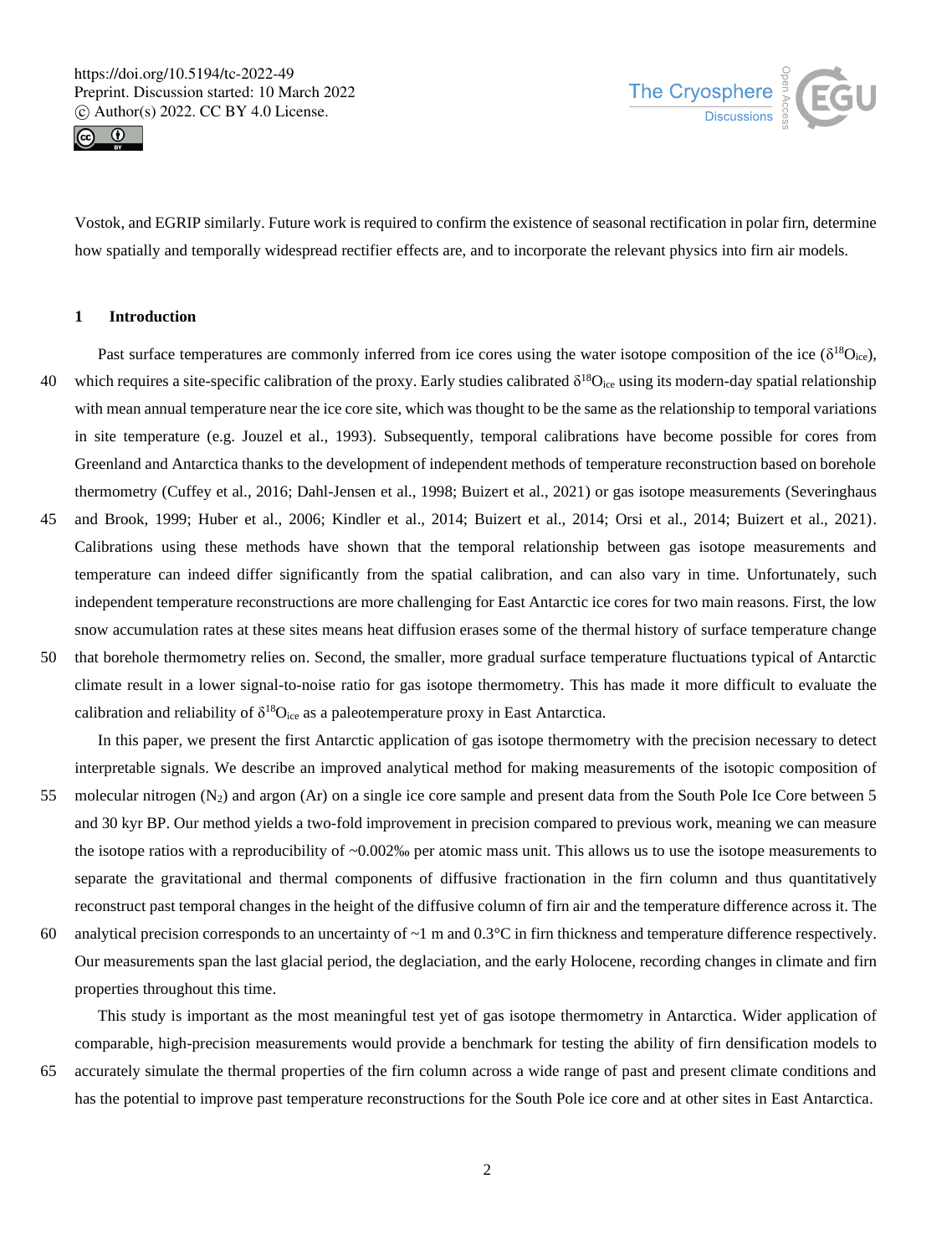Vostok, and EGRIP similarly. Future work is required to confirm the existence of seasonal rectification in polar firn, determine how spatially and temporally widespread rectifier effects are, and to incorporate the relevant physics into firn air models.

## 1 Introduction

Past surface temperatures are commonly inferred from ice cores using the water isotope composition of the ice ($\delta^{18}O_{ice}$), which requires a site-specific calibration of the proxy. Early studies calibrated $\delta^{18}O_{ice}$ using its modern-day spatial relationship with mean annual temperature near the ice core site, which was thought to be the same as the relationship to temporal variations in site temperature (e.g. Jouzel et al., 1993). Subsequently, temporal calibrations have become possible for cores from Greenland and Antarctica thanks to the development of independent methods of temperature reconstruction based on borehole thermometry (Cuffey et al., 2016; Dahl-Jensen et al., 1998; Buizert et al., 2021) or gas isotope measurements (Severinghaus and Brook, 1999; Huber et al., 2006; Kindler et al., 2014; Buizert et al., 2014; Orsi et al., 2014; Buizert et al., 2021). Calibrations using these methods have shown that the temporal relationship between gas isotope measurements and temperature can indeed differ significantly from the spatial calibration, and can also vary in time. Unfortunately, such independent temperature reconstructions are more challenging for East Antarctic ice cores for two main reasons. First, the low snow accumulation rates at these sites means heat diffusion erases some of the thermal history of surface temperature change that borehole thermometry relies on. Second, the smaller, more gradual surface temperature fluctuations typical of Antarctic climate result in a lower signal-to-noise ratio for gas isotope thermometry. This has made it more difficult to evaluate the calibration and reliability of $\delta^{18}O_{ice}$ as a paleotemperature proxy in East Antarctica.

In this paper, we present the first Antarctic application of gas isotope thermometry with the precision necessary to detect interpretable signals. We describe an improved analytical method for making measurements of the isotopic composition of molecular nitrogen ($N_2$) and argon (Ar) on a single ice core sample and present data from the South Pole Ice Core between 5 and 30 kyr BP. Our method yields a two-fold improvement in precision compared to previous work, meaning we can measure the isotope ratios with a reproducibility of ~0.002‰ per atomic mass unit. This allows us to use the isotope measurements to separate the gravitational and thermal components of diffusive fractionation in the firn column and thus quantitatively reconstruct past temporal changes in the height of the diffusive column of firn air and the temperature difference across it. The analytical precision corresponds to an uncertainty of ~1 m and 0.3°C in firn thickness and temperature difference respectively. Our measurements span the last glacial period, the deglaciation, and the early Holocene, recording changes in climate and firn properties throughout this time.

This study is important as the most meaningful test yet of gas isotope thermometry in Antarctica. Wider application of comparable, high-precision measurements would provide a benchmark for testing the ability of firn densification models to accurately simulate the thermal properties of the firn column across a wide range of past and present climate conditions and has the potential to improve past temperature reconstructions for the South Pole ice core and at other sites in East Antarctica.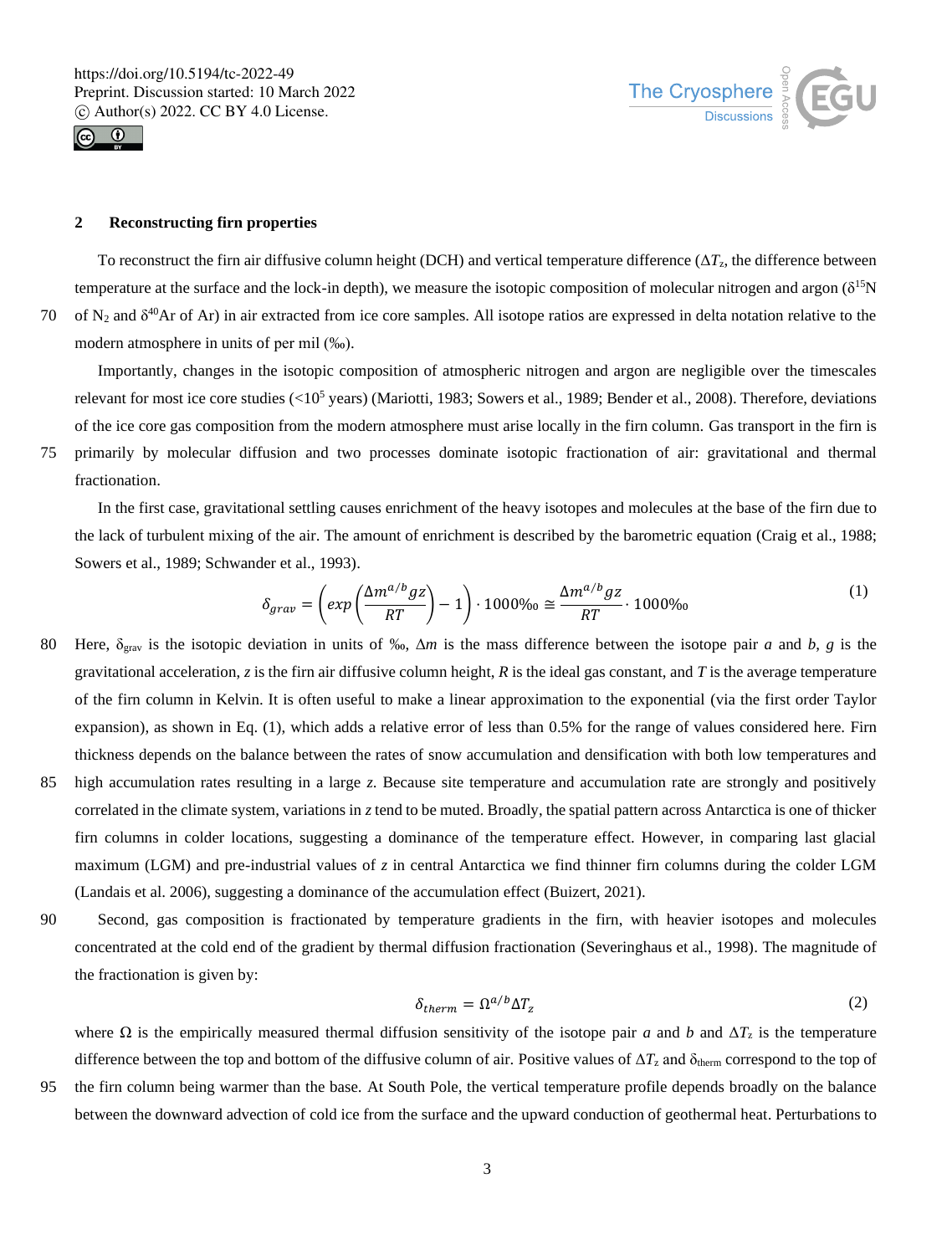## 2 Reconstructing firn properties

To reconstruct the firn air diffusive column height (DCH) and vertical temperature difference ($\Delta T_z$, the difference between temperature at the surface and the lock-in depth), we measure the isotopic composition of molecular nitrogen and argon ($\delta^{15}N$ of $N_2$ and $\delta^{40}Ar$ of Ar) in air extracted from ice core samples. All isotope ratios are expressed in delta notation relative to the modern atmosphere in units of per mil (‰).

Importantly, changes in the isotopic composition of atmospheric nitrogen and argon are negligible over the timescales relevant for most ice core studies (<$10^5$ years) (Mariotti, 1983; Sowers et al., 1989; Bender et al., 2008). Therefore, deviations of the ice core gas composition from the modern atmosphere must arise locally in the firn column. Gas transport in the firn is primarily by molecular diffusion and two processes dominate isotopic fractionation of air: gravitational and thermal fractionation.

In the first case, gravitational settling causes enrichment of the heavy isotopes and molecules at the base of the firn due to the lack of turbulent mixing of the air. The amount of enrichment is described by the barometric equation (Craig et al., 1988; Sowers et al., 1989; Schwander et al., 1993).

$$\delta_{grav} = \left( exp\left( \frac{\Delta m^{a/b} g z}{RT} \right) - 1 \right) \cdot 1000‰ \cong \frac{\Delta m^{a/b} g z}{RT} \cdot 1000‰ \quad (1)$$

Here, $\delta_{grav}$ is the isotopic deviation in units of ‰, $\Delta m$ is the mass difference between the isotope pair *a* and *b*, *g* is the gravitational acceleration, *z* is the firn air diffusive column height, *R* is the ideal gas constant, and *T* is the average temperature of the firn column in Kelvin. It is often useful to make a linear approximation to the exponential (via the first order Taylor expansion), as shown in Eq. (1), which adds a relative error of less than 0.5% for the range of values considered here. Firn thickness depends on the balance between the rates of snow accumulation and densification with both low temperatures and high accumulation rates resulting in a large *z*. Because site temperature and accumulation rate are strongly and positively correlated in the climate system, variations in *z* tend to be muted. Broadly, the spatial pattern across Antarctica is one of thicker firn columns in colder locations, suggesting a dominance of the temperature effect. However, in comparing last glacial maximum (LGM) and pre-industrial values of *z* in central Antarctica we find thinner firn columns during the colder LGM (Landais et al. 2006), suggesting a dominance of the accumulation effect (Buizert, 2021).

Second, gas composition is fractionated by temperature gradients in the firn, with heavier isotopes and molecules concentrated at the cold end of the gradient by thermal diffusion fractionation (Severinghaus et al., 1998). The magnitude of the fractionation is given by:

$$\delta_{therm} = \Omega^{a/b} \Delta T_z \quad (2)$$

where $\Omega$ is the empirically measured thermal diffusion sensitivity of the isotope pair *a* and *b* and $\Delta T_z$ is the temperature difference between the top and bottom of the diffusive column of air. Positive values of $\Delta T_z$ and $\delta_{therm}$ correspond to the top of the firn column being warmer than the base. At South Pole, the vertical temperature profile depends broadly on the balance between the downward advection of cold ice from the surface and the upward conduction of geothermal heat. Perturbations to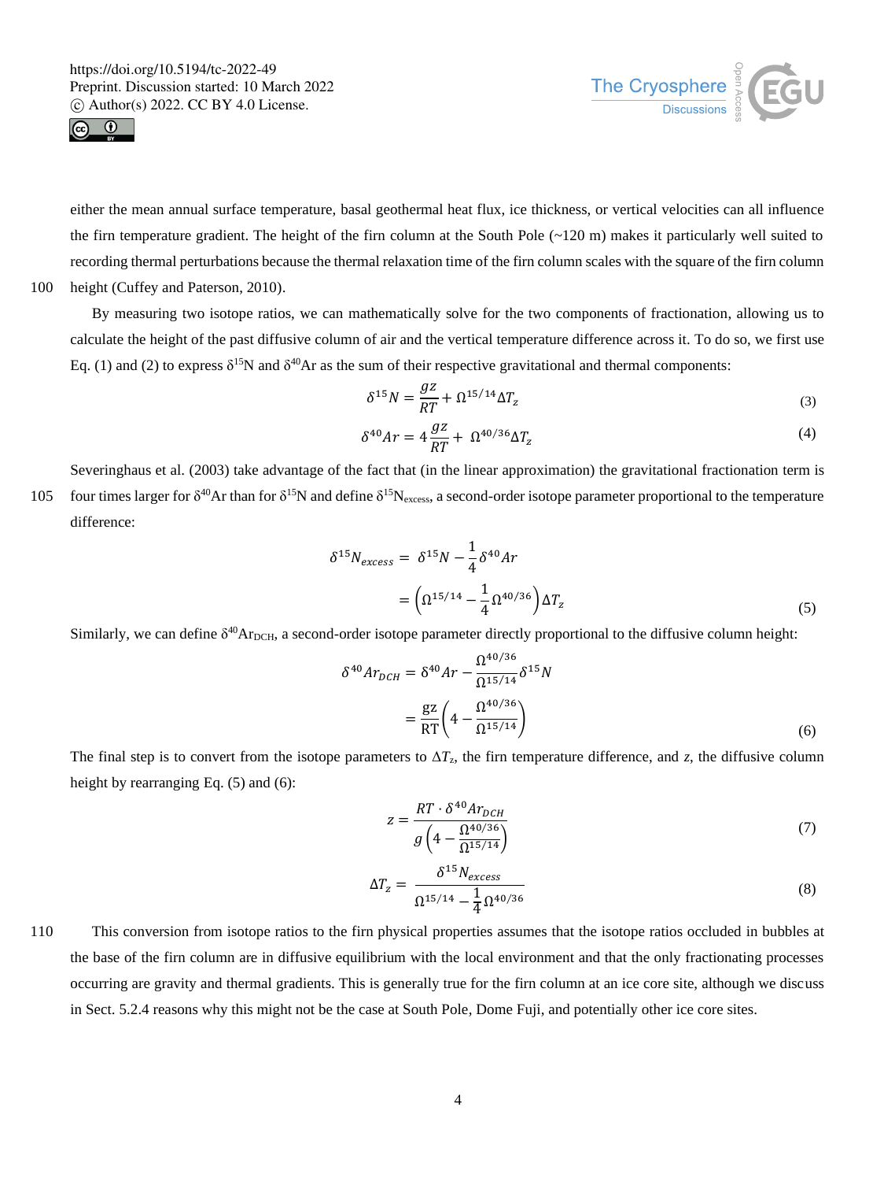either the mean annual surface temperature, basal geothermal heat flux, ice thickness, or vertical velocities can all influence the firn temperature gradient. The height of the firn column at the South Pole (~120 m) makes it particularly well suited to recording thermal perturbations because the thermal relaxation time of the firn column scales with the square of the firn column height (Cuffey and Paterson, 2010).

By measuring two isotope ratios, we can mathematically solve for the two components of fractionation, allowing us to calculate the height of the past diffusive column of air and the vertical temperature difference across it. To do so, we first use Eq. (1) and (2) to express $\delta^{15}N$ and $\delta^{40}Ar$ as the sum of their respective gravitational and thermal components:

$$\delta^{15}N = \frac{gz}{RT} + \Omega^{15/14}\Delta T_z \tag{3}$$

$$\delta^{40}Ar = 4\frac{gz}{RT} + \Omega^{40/36}\Delta T_z \tag{4}$$

Severinghaus et al. (2003) take advantage of the fact that (in the linear approximation) the gravitational fractionation term is four times larger for $\delta^{40}Ar$ than for $\delta^{15}N$ and define $\delta^{15}N_{excess}$, a second-order isotope parameter proportional to the temperature difference:

$$\begin{aligned}\delta^{15}N_{excess} &= \delta^{15}N - \frac{1}{4}\delta^{40}Ar \\ &= \left(\Omega^{15/14} - \frac{1}{4}\Omega^{40/36}\right)\Delta T_z\end{aligned} \tag{5}$$

Similarly, we can define $\delta^{40}Ar_{DCH}$, a second-order isotope parameter directly proportional to the diffusive column height:

$$\begin{aligned}\delta^{40}Ar_{DCH} &= \delta^{40}Ar - \frac{\Omega^{40/36}}{\Omega^{15/14}}\delta^{15}N \\ &= \frac{gz}{RT}\left(4 - \frac{\Omega^{40/36}}{\Omega^{15/14}}\right)\end{aligned} \tag{6}$$

The final step is to convert from the isotope parameters to $\Delta T_z$, the firn temperature difference, and $z$, the diffusive column height by rearranging Eq. (5) and (6):

$$z = \frac{RT \cdot \delta^{40}Ar_{DCH}}{g\left(4 - \frac{\Omega^{40/36}}{\Omega^{15/14}}\right)} \tag{7}$$

$$\Delta T_z = \frac{\delta^{15}N_{excess}}{\Omega^{15/14} - \frac{1}{4}\Omega^{40/36}} \tag{8}$$

This conversion from isotope ratios to the firn physical properties assumes that the isotope ratios occluded in bubbles at the base of the firn column are in diffusive equilibrium with the local environment and that the only fractionating processes occurring are gravity and thermal gradients. This is generally true for the firn column at an ice core site, although we discuss in Sect. 5.2.4 reasons why this might not be the case at South Pole, Dome Fuji, and potentially other ice core sites.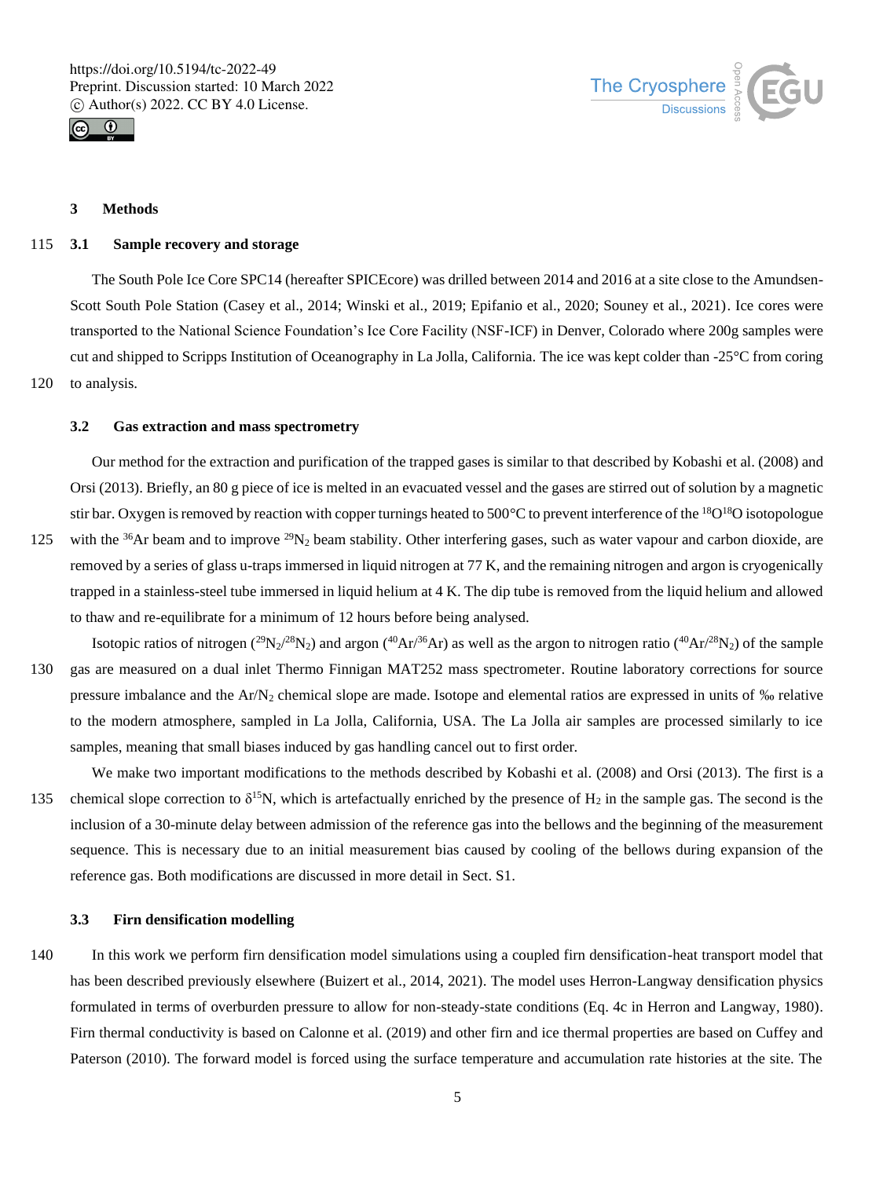## 3 Methods

### 3.1 Sample recovery and storage

The South Pole Ice Core SPC14 (hereafter SPICEcore) was drilled between 2014 and 2016 at a site close to the Amundsen-Scott South Pole Station (Casey et al., 2014; Winski et al., 2019; Epifanio et al., 2020; Souney et al., 2021). Ice cores were transported to the National Science Foundation's Ice Core Facility (NSF-ICF) in Denver, Colorado where 200g samples were cut and shipped to Scripps Institution of Oceanography in La Jolla, California. The ice was kept colder than -25°C from coring to analysis.

### 3.2 Gas extraction and mass spectrometry

Our method for the extraction and purification of the trapped gases is similar to that described by Kobashi et al. (2008) and Orsi (2013). Briefly, an 80 g piece of ice is melted in an evacuated vessel and the gases are stirred out of solution by a magnetic stir bar. Oxygen is removed by reaction with copper turnings heated to 500°C to prevent interference of the $^{18}O^{18}O$ isotopologue with the $^{36}Ar$ beam and to improve $^{29}N_2$ beam stability. Other interfering gases, such as water vapour and carbon dioxide, are removed by a series of glass u-traps immersed in liquid nitrogen at 77 K, and the remaining nitrogen and argon is cryogenically trapped in a stainless-steel tube immersed in liquid helium at 4 K. The dip tube is removed from the liquid helium and allowed to thaw and re-equilibrate for a minimum of 12 hours before being analysed.

Isotopic ratios of nitrogen ($^{29}N_2/^{28}N_2$) and argon ($^{40}Ar/^{36}Ar$) as well as the argon to nitrogen ratio ($^{40}Ar/^{28}N_2$) of the sample gas are measured on a dual inlet Thermo Finnigan MAT252 mass spectrometer. Routine laboratory corrections for source pressure imbalance and the $Ar/N_2$ chemical slope are made. Isotope and elemental ratios are expressed in units of ‰ relative to the modern atmosphere, sampled in La Jolla, California, USA. The La Jolla air samples are processed similarly to ice samples, meaning that small biases induced by gas handling cancel out to first order.

We make two important modifications to the methods described by Kobashi et al. (2008) and Orsi (2013). The first is a chemical slope correction to $\delta^{15}N$, which is artefactually enriched by the presence of $H_2$ in the sample gas. The second is the inclusion of a 30-minute delay between admission of the reference gas into the bellows and the beginning of the measurement sequence. This is necessary due to an initial measurement bias caused by cooling of the bellows during expansion of the reference gas. Both modifications are discussed in more detail in Sect. S1.

### 3.3 Firn densification modelling

In this work we perform firn densification model simulations using a coupled firn densification-heat transport model that has been described previously elsewhere (Buizert et al., 2014, 2021). The model uses Herron-Langway densification physics formulated in terms of overburden pressure to allow for non-steady-state conditions (Eq. 4c in Herron and Langway, 1980). Firn thermal conductivity is based on Calonne et al. (2019) and other firn and ice thermal properties are based on Cuffey and Paterson (2010). The forward model is forced using the surface temperature and accumulation rate histories at the site. The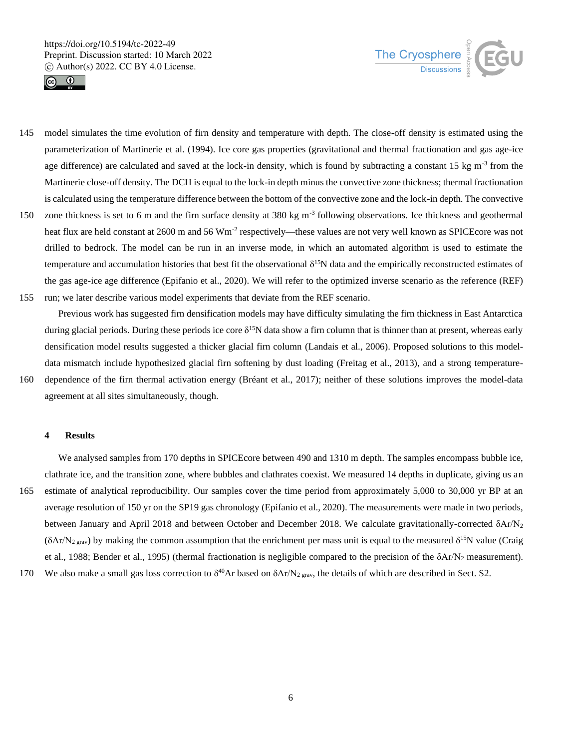model simulates the time evolution of firn density and temperature with depth. The close-off density is estimated using the parameterization of Martinerie et al. (1994). Ice core gas properties (gravitational and thermal fractionation and gas age-ice age difference) are calculated and saved at the lock-in density, which is found by subtracting a constant 15 kg m$^{-3}$ from the Martinerie close-off density. The DCH is equal to the lock-in depth minus the convective zone thickness; thermal fractionation is calculated using the temperature difference between the bottom of the convective zone and the lock-in depth. The convective zone thickness is set to 6 m and the firn surface density at 380 kg m$^{-3}$ following observations. Ice thickness and geothermal heat flux are held constant at 2600 m and 56 Wm$^{-2}$ respectively—these values are not very well known as SPICEcore was not drilled to bedrock. The model can be run in an inverse mode, in which an automated algorithm is used to estimate the temperature and accumulation histories that best fit the observational $\delta^{15}$N data and the empirically reconstructed estimates of the gas age-ice age difference (Epifanio et al., 2020). We will refer to the optimized inverse scenario as the reference (REF) run; we later describe various model experiments that deviate from the REF scenario.

Previous work has suggested firn densification models may have difficulty simulating the firn thickness in East Antarctica during glacial periods. During these periods ice core $\delta^{15}$N data show a firn column that is thinner than at present, whereas early densification model results suggested a thicker glacial firn column (Landais et al., 2006). Proposed solutions to this model-data mismatch include hypothesized glacial firn softening by dust loading (Freitag et al., 2013), and a strong temperature-dependence of the firn thermal activation energy (Bréant et al., 2017); neither of these solutions improves the model-data agreement at all sites simultaneously, though.

## 4 Results

We analysed samples from 170 depths in SPICEcore between 490 and 1310 m depth. The samples encompass bubble ice, clathrate ice, and the transition zone, where bubbles and clathrates coexist. We measured 14 depths in duplicate, giving us an estimate of analytical reproducibility. Our samples cover the time period from approximately 5,000 to 30,000 yr BP at an average resolution of 150 yr on the SP19 gas chronology (Epifanio et al., 2020). The measurements were made in two periods, between January and April 2018 and between October and December 2018. We calculate gravitationally-corrected $\delta$Ar/N$_2$ ($\delta$Ar/N$_{2\ grav}$) by making the common assumption that the enrichment per mass unit is equal to the measured $\delta^{15}$N value (Craig et al., 1988; Bender et al., 1995) (thermal fractionation is negligible compared to the precision of the $\delta$Ar/N$_2$ measurement). We also make a small gas loss correction to $\delta^{40}$Ar based on $\delta$Ar/N$_{2\ grav}$, the details of which are described in Sect. S2.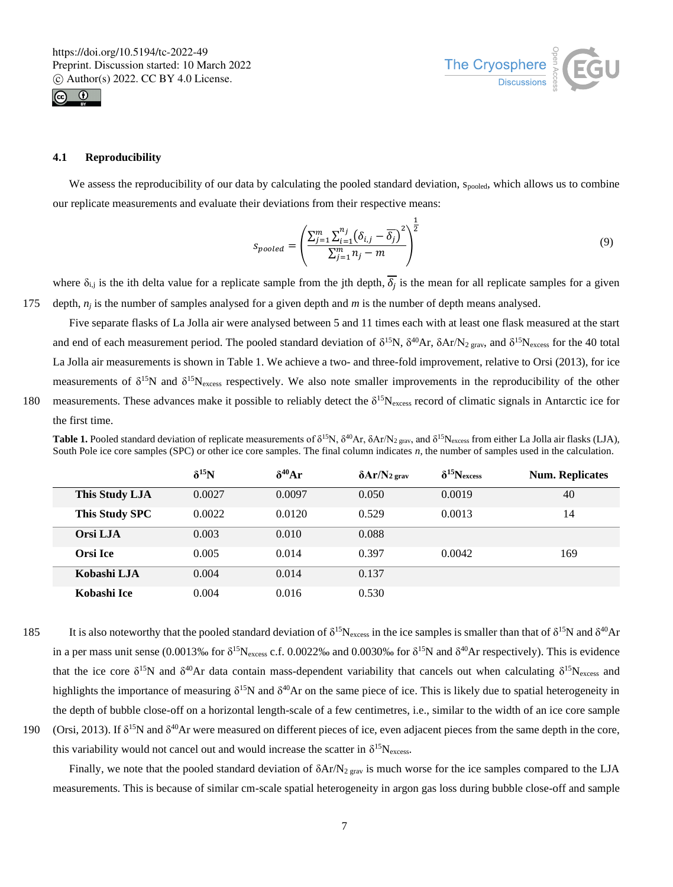### 4.1 Reproducibility

We assess the reproducibility of our data by calculating the pooled standard deviation, $s_{pooled}$, which allows us to combine our replicate measurements and evaluate their deviations from their respective means:

$$s_{pooled} = \left( \frac{\sum_{j=1}^{m} \sum_{i=1}^{n_j} \left( \delta_{i,j} - \overline{\delta_j} \right)^2}{\sum_{j=1}^{m} n_j - m} \right)^{\frac{1}{2}} \tag{9}$$

where $\delta_{i,j}$ is the ith delta value for a replicate sample from the jth depth, $\overline{\delta_j}$ is the mean for all replicate samples for a given depth, $n_j$ is the number of samples analysed for a given depth and $m$ is the number of depth means analysed.

Five separate flasks of La Jolla air were analysed between 5 and 11 times each with at least one flask measured at the start and end of each measurement period. The pooled standard deviation of $\delta^{15}N$, $\delta^{40}Ar$, $\delta Ar/N_{2\ grav}$, and $\delta^{15}N_{excess}$ for the 40 total La Jolla air measurements is shown in Table 1. We achieve a two- and three-fold improvement, relative to Orsi (2013), for ice measurements of $\delta^{15}N$ and $\delta^{15}N_{excess}$ respectively. We also note smaller improvements in the reproducibility of the other measurements. These advances make it possible to reliably detect the $\delta^{15}N_{excess}$ record of climatic signals in Antarctic ice for the first time.

**Table 1.** Pooled standard deviation of replicate measurements of $\delta^{15}N$, $\delta^{40}Ar$, $\delta Ar/N_{2\ grav}$, and $\delta^{15}N_{excess}$ from either La Jolla air flasks (LJA), South Pole ice core samples (SPC) or other ice core samples. The final column indicates $n$, the number of samples used in the calculation.

| | $\delta^{15}N$ | $\delta^{40}Ar$ | $\delta Ar/N_{2\ grav}$ | $\delta^{15}N_{excess}$ | Num. Replicates |
|---|---|---|---|---|---|
| **This Study LJA** | 0.0027 | 0.0097 | 0.050 | 0.0019 | 40 |
| **This Study SPC** | 0.0022 | 0.0120 | 0.529 | 0.0013 | 14 |
| **Orsi LJA** | 0.003 | 0.010 | 0.088 | | |
| **Orsi Ice** | 0.005 | 0.014 | 0.397 | 0.0042 | 169 |
| **Kobashi LJA** | 0.004 | 0.014 | 0.137 | | |
| **Kobashi Ice** | 0.004 | 0.016 | 0.530 | | |

It is also noteworthy that the pooled standard deviation of $\delta^{15}N_{excess}$ in the ice samples is smaller than that of $\delta^{15}N$ and $\delta^{40}Ar$ in a per mass unit sense (0.0013‰ for $\delta^{15}N_{excess}$ c.f. 0.0022‰ and 0.0030‰ for $\delta^{15}N$ and $\delta^{40}Ar$ respectively). This is evidence that the ice core $\delta^{15}N$ and $\delta^{40}Ar$ data contain mass-dependent variability that cancels out when calculating $\delta^{15}N_{excess}$ and highlights the importance of measuring $\delta^{15}N$ and $\delta^{40}Ar$ on the same piece of ice. This is likely due to spatial heterogeneity in the depth of bubble close-off on a horizontal length-scale of a few centimetres, i.e., similar to the width of an ice core sample (Orsi, 2013). If $\delta^{15}N$ and $\delta^{40}Ar$ were measured on different pieces of ice, even adjacent pieces from the same depth in the core, this variability would not cancel out and would increase the scatter in $\delta^{15}N_{excess}$.

Finally, we note that the pooled standard deviation of $\delta Ar/N_{2\ grav}$ is much worse for the ice samples compared to the LJA measurements. This is because of similar cm-scale spatial heterogeneity in argon gas loss during bubble close-off and sample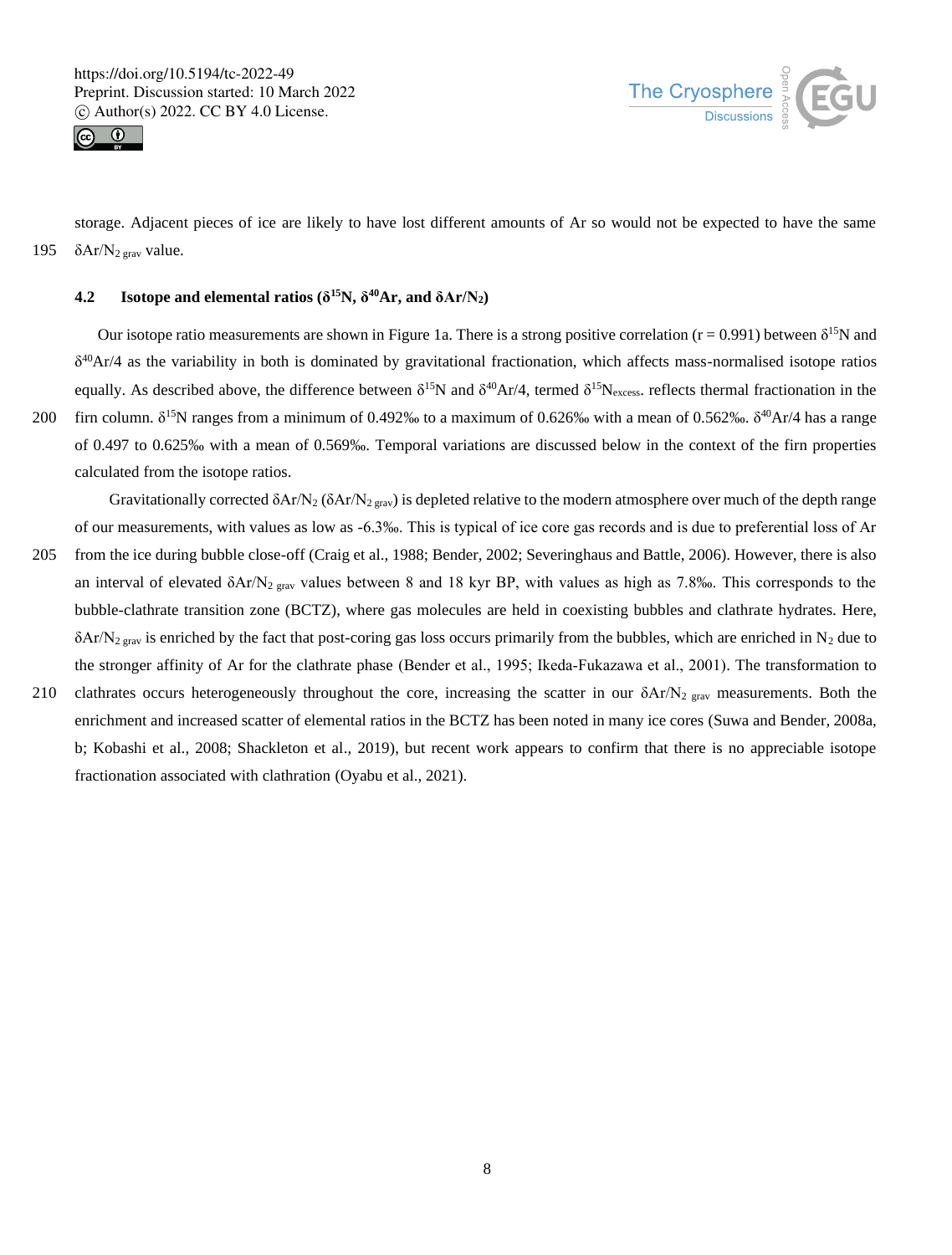storage. Adjacent pieces of ice are likely to have lost different amounts of Ar so would not be expected to have the same $\delta Ar/N_{2\ grav}$ value.

### 4.2 Isotope and elemental ratios ($\delta^{15}N$, $\delta^{40}Ar$, and $\delta Ar/N_2$)

Our isotope ratio measurements are shown in Figure 1a. There is a strong positive correlation ($r = 0.991$) between $\delta^{15}N$ and $\delta^{40}Ar/4$ as the variability in both is dominated by gravitational fractionation, which affects mass-normalised isotope ratios equally. As described above, the difference between $\delta^{15}N$ and $\delta^{40}Ar/4$, termed $\delta^{15}N_{excess}$, reflects thermal fractionation in the firn column. $\delta^{15}N$ ranges from a minimum of 0.492‰ to a maximum of 0.626‰ with a mean of 0.562‰. $\delta^{40}Ar/4$ has a range of 0.497 to 0.625‰ with a mean of 0.569‰. Temporal variations are discussed below in the context of the firn properties calculated from the isotope ratios.

Gravitationally corrected $\delta Ar/N_2$ ($\delta Ar/N_{2\ grav}$) is depleted relative to the modern atmosphere over much of the depth range of our measurements, with values as low as -6.3‰. This is typical of ice core gas records and is due to preferential loss of Ar from the ice during bubble close-off (Craig et al., 1988; Bender, 2002; Severinghaus and Battle, 2006). However, there is also an interval of elevated $\delta Ar/N_{2\ grav}$ values between 8 and 18 kyr BP, with values as high as 7.8‰. This corresponds to the bubble-clathrate transition zone (BCTZ), where gas molecules are held in coexisting bubbles and clathrate hydrates. Here, $\delta Ar/N_{2\ grav}$ is enriched by the fact that post-coring gas loss occurs primarily from the bubbles, which are enriched in $N_2$ due to the stronger affinity of Ar for the clathrate phase (Bender et al., 1995; Ikeda-Fukazawa et al., 2001). The transformation to clathrates occurs heterogeneously throughout the core, increasing the scatter in our $\delta Ar/N_{2\ grav}$ measurements. Both the enrichment and increased scatter of elemental ratios in the BCTZ has been noted in many ice cores (Suwa and Bender, 2008a, b; Kobashi et al., 2008; Shackleton et al., 2019), but recent work appears to confirm that there is no appreciable isotope fractionation associated with clathration (Oyabu et al., 2021).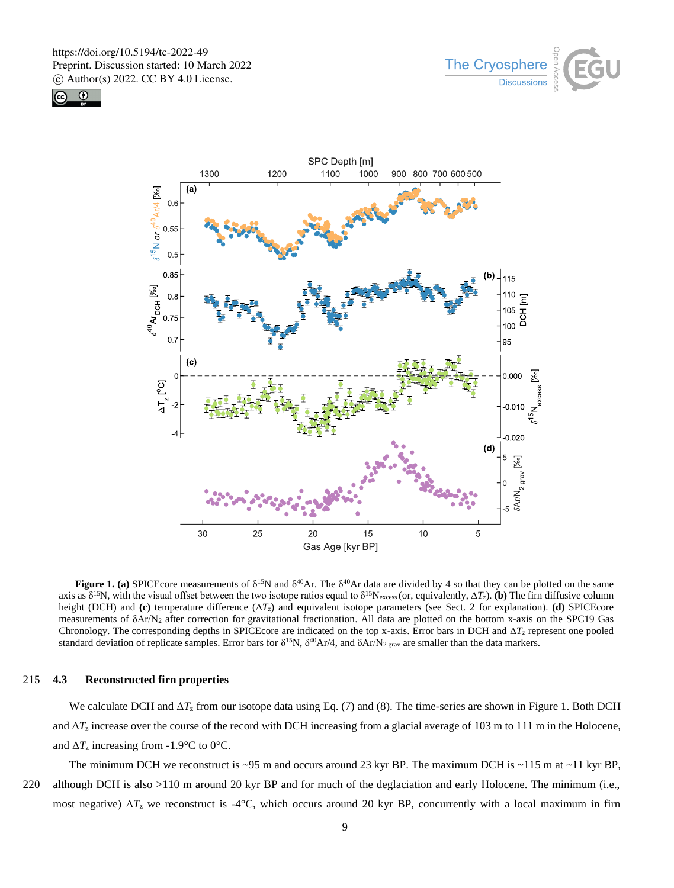**Figure 1. (a)** SPICEcore measurements of $\delta^{15}N$ and $\delta^{40}Ar$. The $\delta^{40}Ar$ data are divided by 4 so that they can be plotted on the same axis as $\delta^{15}N$, with the visual offset between the two isotope ratios equal to $\delta^{15}N_{excess}$ (or, equivalently, $\Delta T_z$). **(b)** The firn diffusive column height (DCH) and **(c)** temperature difference ($\Delta T_z$) and equivalent isotope parameters (see Sect. 2 for explanation). **(d)** SPICEcore measurements of $\delta Ar/N_2$ after correction for gravitational fractionation. All data are plotted on the bottom x-axis on the SPC19 Gas Chronology. The corresponding depths in SPICEcore are indicated on the top x-axis. Error bars in DCH and $\Delta T_z$ represent one pooled standard deviation of replicate samples. Error bars for $\delta^{15}N$, $\delta^{40}Ar/4$, and $\delta Ar/N_{2\ grav}$ are smaller than the data markers.

### 4.3 Reconstructed firn properties

We calculate DCH and $\Delta T_z$ from our isotope data using Eq. (7) and (8). The time-series are shown in Figure 1. Both DCH and $\Delta T_z$ increase over the course of the record with DCH increasing from a glacial average of 103 m to 111 m in the Holocene, and $\Delta T_z$ increasing from -1.9°C to 0°C.

The minimum DCH we reconstruct is ~95 m and occurs around 23 kyr BP. The maximum DCH is ~115 m at ~11 kyr BP, although DCH is also >110 m around 20 kyr BP and for much of the deglaciation and early Holocene. The minimum (i.e., most negative) $\Delta T_z$ we reconstruct is -4°C, which occurs around 20 kyr BP, concurrently with a local maximum in firn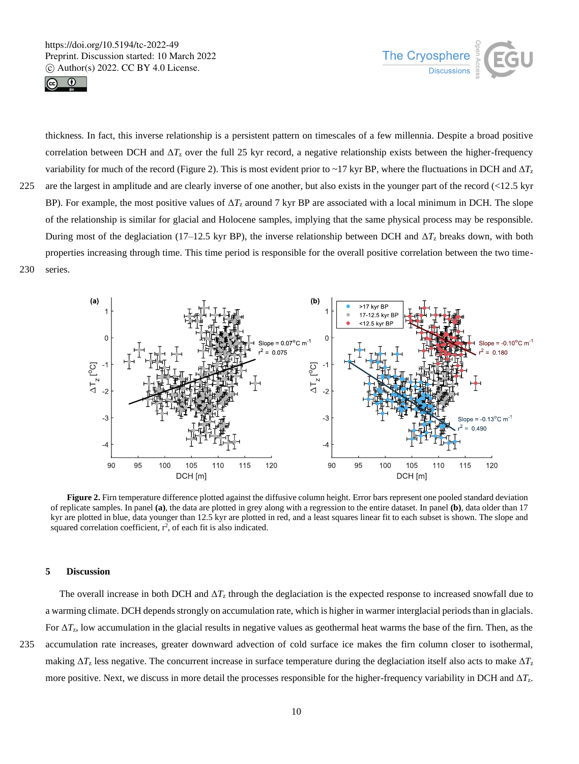thickness. In fact, this inverse relationship is a persistent pattern on timescales of a few millennia. Despite a broad positive correlation between DCH and $\Delta T_z$ over the full 25 kyr record, a negative relationship exists between the higher-frequency variability for much of the record (Figure 2). This is most evident prior to ~17 kyr BP, where the fluctuations in DCH and $\Delta T_z$ are the largest in amplitude and are clearly inverse of one another, but also exists in the younger part of the record (<12.5 kyr BP). For example, the most positive values of $\Delta T_z$ around 7 kyr BP are associated with a local minimum in DCH. The slope of the relationship is similar for glacial and Holocene samples, implying that the same physical process may be responsible. During most of the deglaciation (17–12.5 kyr BP), the inverse relationship between DCH and $\Delta T_z$ breaks down, with both properties increasing through time. This time period is responsible for the overall positive correlation between the two time-series.

**Figure 2.** Firn temperature difference plotted against the diffusive column height. Error bars represent one pooled standard deviation of replicate samples. In panel **(a)**, the data are plotted in grey along with a regression to the entire dataset. In panel **(b)**, data older than 17 kyr are plotted in blue, data younger than 12.5 kyr are plotted in red, and a least squares linear fit to each subset is shown. The slope and squared correlation coefficient, $r^2$, of each fit is also indicated.

## 5 Discussion

The overall increase in both DCH and $\Delta T_z$ through the deglaciation is the expected response to increased snowfall due to a warming climate. DCH depends strongly on accumulation rate, which is higher in warmer interglacial periods than in glacials. For $\Delta T_z$, low accumulation in the glacial results in negative values as geothermal heat warms the base of the firn. Then, as the accumulation rate increases, greater downward advection of cold surface ice makes the firn column closer to isothermal, making $\Delta T_z$ less negative. The concurrent increase in surface temperature during the deglaciation itself also acts to make $\Delta T_z$ more positive. Next, we discuss in more detail the processes responsible for the higher-frequency variability in DCH and $\Delta T_z$.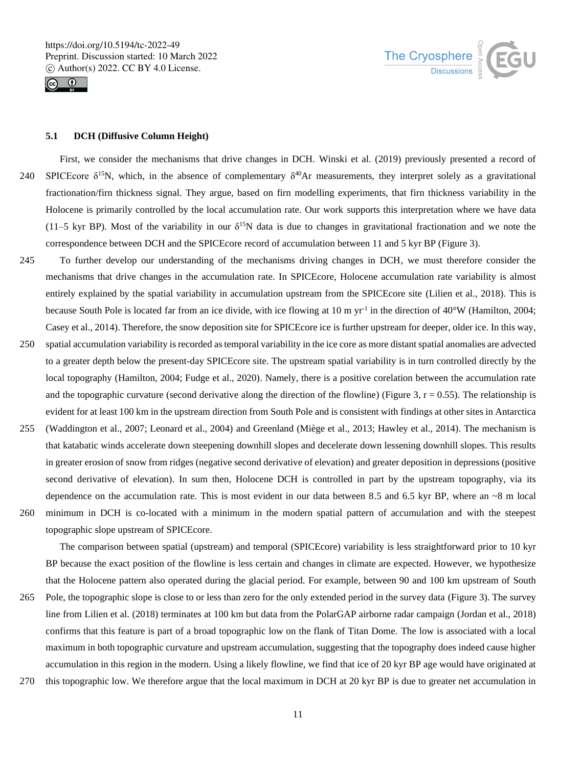### 5.1 DCH (Diffusive Column Height)

First, we consider the mechanisms that drive changes in DCH. Winski et al. (2019) previously presented a record of SPICEcore $\delta^{15}N$, which, in the absence of complementary $\delta^{40}Ar$ measurements, they interpret solely as a gravitational fractionation/firn thickness signal. They argue, based on firn modelling experiments, that firn thickness variability in the Holocene is primarily controlled by the local accumulation rate. Our work supports this interpretation where we have data (11–5 kyr BP). Most of the variability in our $\delta^{15}N$ data is due to changes in gravitational fractionation and we note the correspondence between DCH and the SPICEcore record of accumulation between 11 and 5 kyr BP (Figure 3).

To further develop our understanding of the mechanisms driving changes in DCH, we must therefore consider the mechanisms that drive changes in the accumulation rate. In SPICEcore, Holocene accumulation rate variability is almost entirely explained by the spatial variability in accumulation upstream from the SPICEcore site (Lilien et al., 2018). This is because South Pole is located far from an ice divide, with ice flowing at 10 m yr$^{-1}$ in the direction of 40°W (Hamilton, 2004; Casey et al., 2014). Therefore, the snow deposition site for SPICEcore ice is further upstream for deeper, older ice. In this way, spatial accumulation variability is recorded as temporal variability in the ice core as more distant spatial anomalies are advected to a greater depth below the present-day SPICEcore site. The upstream spatial variability is in turn controlled directly by the local topography (Hamilton, 2004; Fudge et al., 2020). Namely, there is a positive corelation between the accumulation rate and the topographic curvature (second derivative along the direction of the flowline) (Figure 3, $r = 0.55$). The relationship is evident for at least 100 km in the upstream direction from South Pole and is consistent with findings at other sites in Antarctica (Waddington et al., 2007; Leonard et al., 2004) and Greenland (Miège et al., 2013; Hawley et al., 2014). The mechanism is that katabatic winds accelerate down steepening downhill slopes and decelerate down lessening downhill slopes. This results in greater erosion of snow from ridges (negative second derivative of elevation) and greater deposition in depressions (positive second derivative of elevation). In sum then, Holocene DCH is controlled in part by the upstream topography, via its dependence on the accumulation rate. This is most evident in our data between 8.5 and 6.5 kyr BP, where an ~8 m local minimum in DCH is co-located with a minimum in the modern spatial pattern of accumulation and with the steepest topographic slope upstream of SPICEcore.

The comparison between spatial (upstream) and temporal (SPICEcore) variability is less straightforward prior to 10 kyr BP because the exact position of the flowline is less certain and changes in climate are expected. However, we hypothesize that the Holocene pattern also operated during the glacial period. For example, between 90 and 100 km upstream of South Pole, the topographic slope is close to or less than zero for the only extended period in the survey data (Figure 3). The survey line from Lilien et al. (2018) terminates at 100 km but data from the PolarGAP airborne radar campaign (Jordan et al., 2018) confirms that this feature is part of a broad topographic low on the flank of Titan Dome. The low is associated with a local maximum in both topographic curvature and upstream accumulation, suggesting that the topography does indeed cause higher accumulation in this region in the modern. Using a likely flowline, we find that ice of 20 kyr BP age would have originated at this topographic low. We therefore argue that the local maximum in DCH at 20 kyr BP is due to greater net accumulation in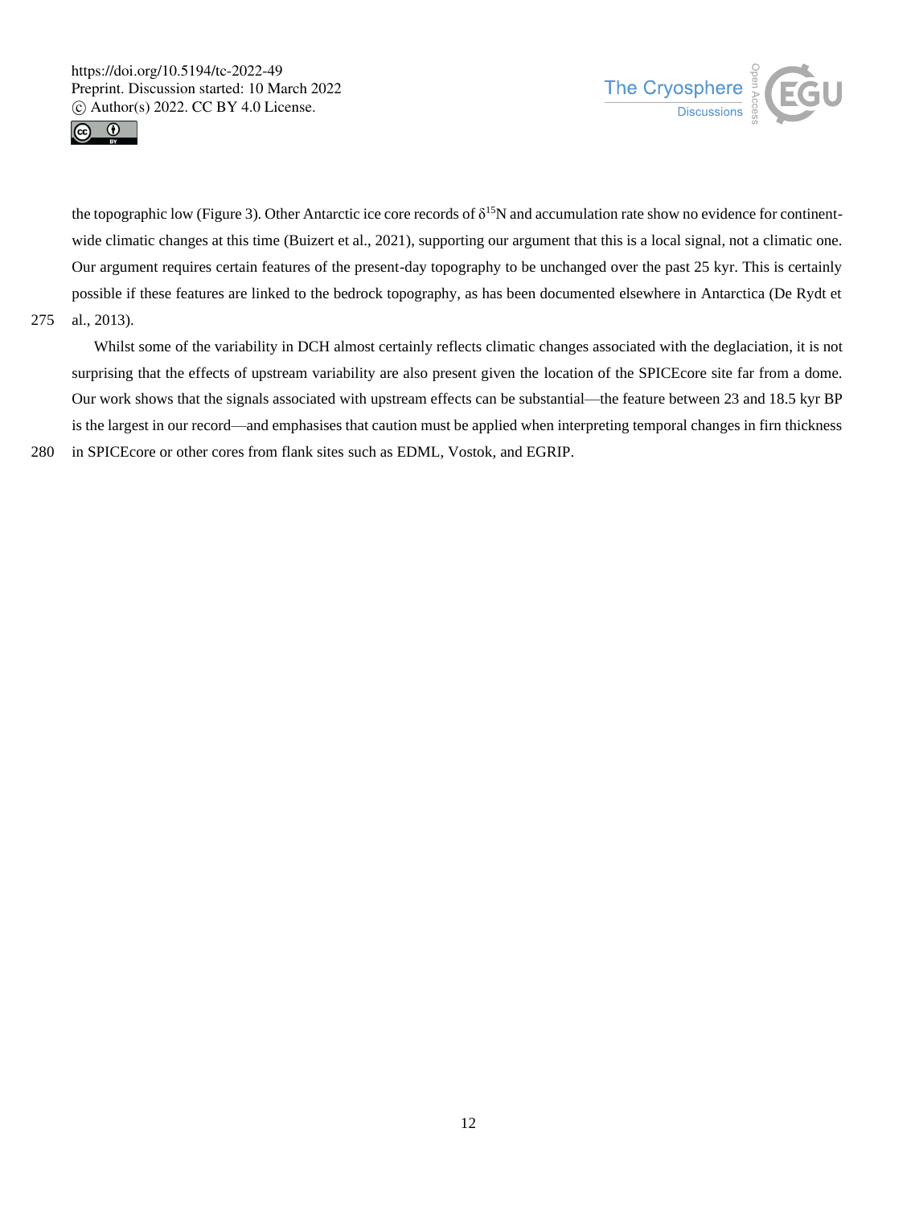the topographic low (Figure 3). Other Antarctic ice core records of $\delta^{15}N$ and accumulation rate show no evidence for continent-wide climatic changes at this time (Buizert et al., 2021), supporting our argument that this is a local signal, not a climatic one. Our argument requires certain features of the present-day topography to be unchanged over the past 25 kyr. This is certainly possible if these features are linked to the bedrock topography, as has been documented elsewhere in Antarctica (De Rydt et al., 2013).

Whilst some of the variability in DCH almost certainly reflects climatic changes associated with the deglaciation, it is not surprising that the effects of upstream variability are also present given the location of the SPICEcore site far from a dome. Our work shows that the signals associated with upstream effects can be substantial—the feature between 23 and 18.5 kyr BP is the largest in our record—and emphasises that caution must be applied when interpreting temporal changes in firn thickness in SPICEcore or other cores from flank sites such as EDML, Vostok, and EGRIP.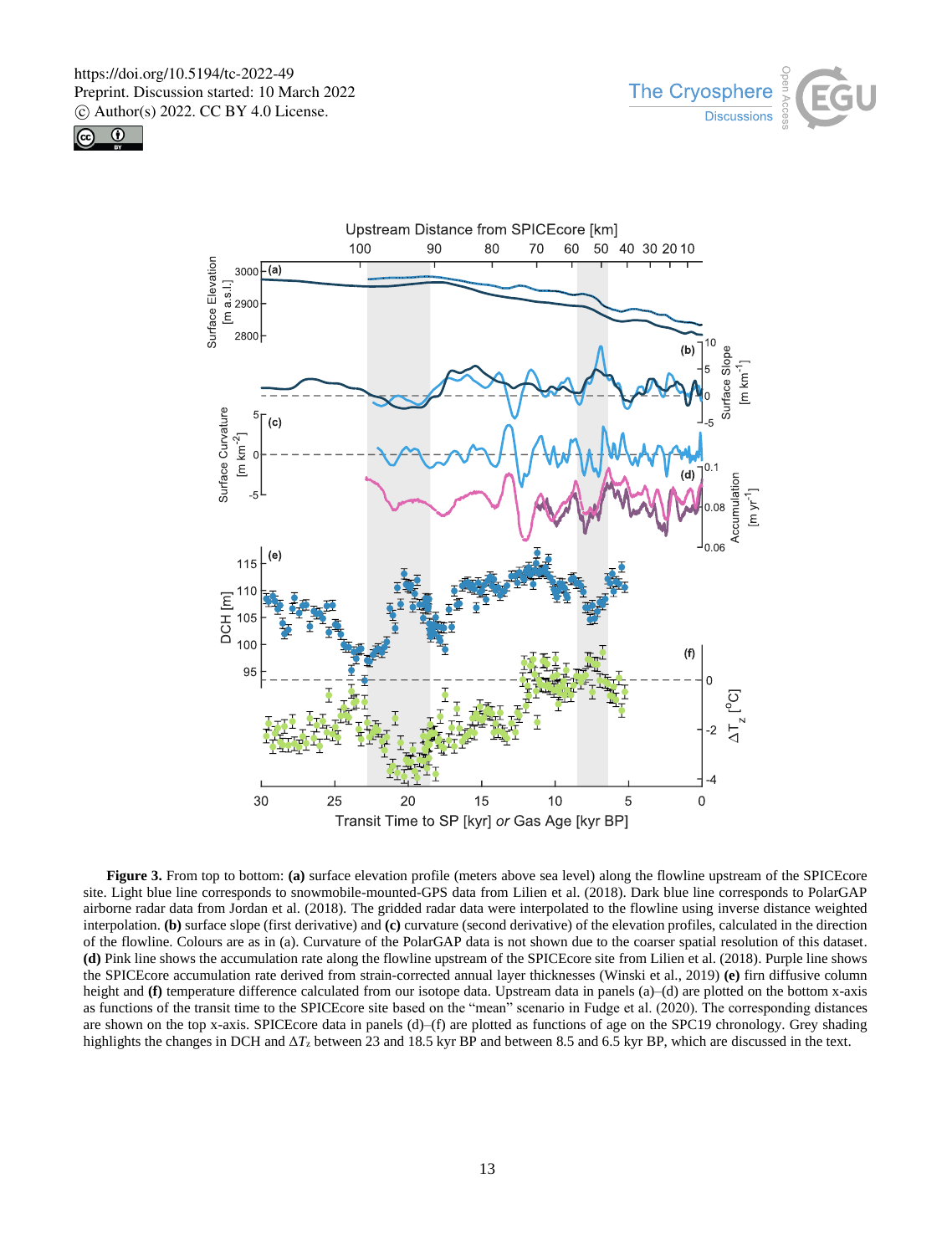**Figure 3.** From top to bottom: **(a)** surface elevation profile (meters above sea level) along the flowline upstream of the SPICEcore site. Light blue line corresponds to snowmobile-mounted-GPS data from Lilien et al. (2018). Dark blue line corresponds to PolarGAP airborne radar data from Jordan et al. (2018). The gridded radar data were interpolated to the flowline using inverse distance weighted interpolation. **(b)** surface slope (first derivative) and **(c)** curvature (second derivative) of the elevation profiles, calculated in the direction of the flowline. Colours are as in (a). Curvature of the PolarGAP data is not shown due to the coarser spatial resolution of this dataset. **(d)** Pink line shows the accumulation rate along the flowline upstream of the SPICEcore site from Lilien et al. (2018). Purple line shows the SPICEcore accumulation rate derived from strain-corrected annual layer thicknesses (Winski et al., 2019) **(e)** firn diffusive column height and **(f)** temperature difference calculated from our isotope data. Upstream data in panels (a)–(d) are plotted on the bottom x-axis as functions of the transit time to the SPICEcore site based on the "mean" scenario in Fudge et al. (2020). The corresponding distances are shown on the top x-axis. SPICEcore data in panels (d)–(f) are plotted as functions of age on the SPC19 chronology. Grey shading highlights the changes in DCH and $\Delta T_z$ between 23 and 18.5 kyr BP and between 8.5 and 6.5 kyr BP, which are discussed in the text.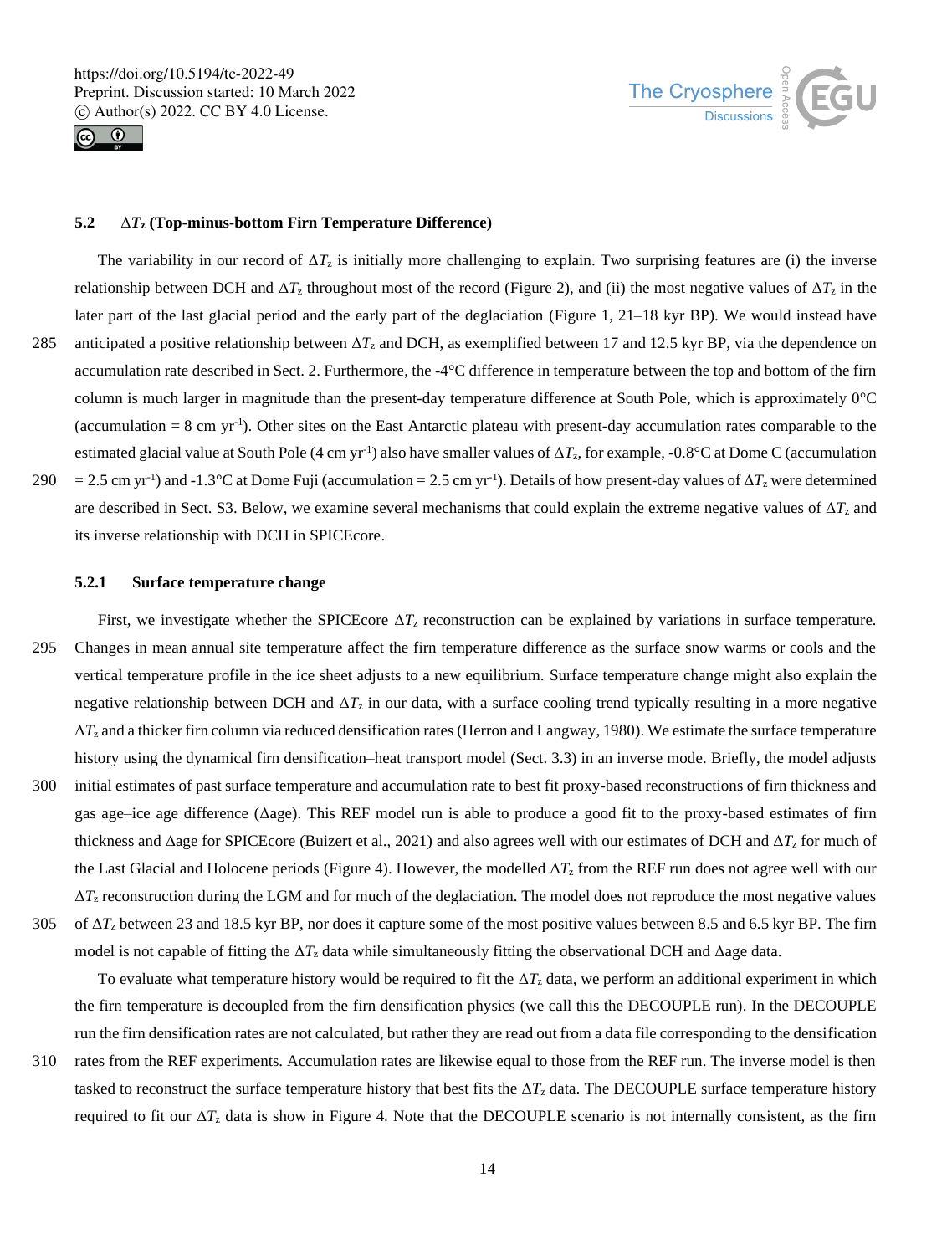### 5.2 $\Delta T_z$ (Top-minus-bottom Firn Temperature Difference)

The variability in our record of $\Delta T_z$ is initially more challenging to explain. Two surprising features are (i) the inverse relationship between DCH and $\Delta T_z$ throughout most of the record (Figure 2), and (ii) the most negative values of $\Delta T_z$ in the later part of the last glacial period and the early part of the deglaciation (Figure 1, 21–18 kyr BP). We would instead have anticipated a positive relationship between $\Delta T_z$ and DCH, as exemplified between 17 and 12.5 kyr BP, via the dependence on accumulation rate described in Sect. 2. Furthermore, the -4°C difference in temperature between the top and bottom of the firn column is much larger in magnitude than the present-day temperature difference at South Pole, which is approximately 0°C (accumulation = 8 cm yr$^{-1}$). Other sites on the East Antarctic plateau with present-day accumulation rates comparable to the estimated glacial value at South Pole (4 cm yr$^{-1}$) also have smaller values of $\Delta T_z$, for example, -0.8°C at Dome C (accumulation = 2.5 cm yr$^{-1}$) and -1.3°C at Dome Fuji (accumulation = 2.5 cm yr$^{-1}$). Details of how present-day values of $\Delta T_z$ were determined are described in Sect. S3. Below, we examine several mechanisms that could explain the extreme negative values of $\Delta T_z$ and its inverse relationship with DCH in SPICEcore.

#### 5.2.1 Surface temperature change

First, we investigate whether the SPICEcore $\Delta T_z$ reconstruction can be explained by variations in surface temperature. Changes in mean annual site temperature affect the firn temperature difference as the surface snow warms or cools and the vertical temperature profile in the ice sheet adjusts to a new equilibrium. Surface temperature change might also explain the negative relationship between DCH and $\Delta T_z$ in our data, with a surface cooling trend typically resulting in a more negative $\Delta T_z$ and a thicker firn column via reduced densification rates (Herron and Langway, 1980). We estimate the surface temperature history using the dynamical firn densification–heat transport model (Sect. 3.3) in an inverse mode. Briefly, the model adjusts initial estimates of past surface temperature and accumulation rate to best fit proxy-based reconstructions of firn thickness and gas age–ice age difference (Δage). This REF model run is able to produce a good fit to the proxy-based estimates of firn thickness and Δage for SPICEcore (Buizert et al., 2021) and also agrees well with our estimates of DCH and $\Delta T_z$ for much of the Last Glacial and Holocene periods (Figure 4). However, the modelled $\Delta T_z$ from the REF run does not agree well with our $\Delta T_z$ reconstruction during the LGM and for much of the deglaciation. The model does not reproduce the most negative values of $\Delta T_z$ between 23 and 18.5 kyr BP, nor does it capture some of the most positive values between 8.5 and 6.5 kyr BP. The firn model is not capable of fitting the $\Delta T_z$ data while simultaneously fitting the observational DCH and Δage data.

To evaluate what temperature history would be required to fit the $\Delta T_z$ data, we perform an additional experiment in which the firn temperature is decoupled from the firn densification physics (we call this the DECOUPLE run). In the DECOUPLE run the firn densification rates are not calculated, but rather they are read out from a data file corresponding to the densification rates from the REF experiments. Accumulation rates are likewise equal to those from the REF run. The inverse model is then tasked to reconstruct the surface temperature history that best fits the $\Delta T_z$ data. The DECOUPLE surface temperature history required to fit our $\Delta T_z$ data is show in Figure 4. Note that the DECOUPLE scenario is not internally consistent, as the firn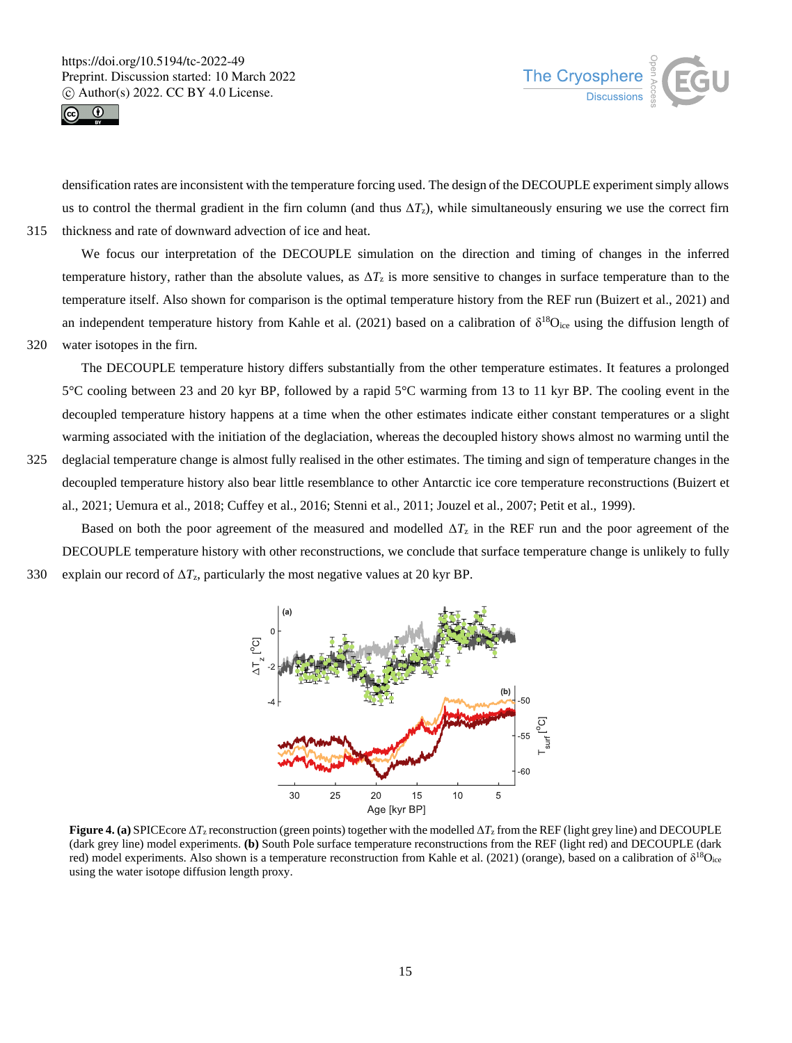densification rates are inconsistent with the temperature forcing used. The design of the DECOUPLE experiment simply allows us to control the thermal gradient in the firn column (and thus $\Delta T_z$), while simultaneously ensuring we use the correct firn thickness and rate of downward advection of ice and heat.

We focus our interpretation of the DECOUPLE simulation on the direction and timing of changes in the inferred temperature history, rather than the absolute values, as $\Delta T_z$ is more sensitive to changes in surface temperature than to the temperature itself. Also shown for comparison is the optimal temperature history from the REF run (Buizert et al., 2021) and an independent temperature history from Kahle et al. (2021) based on a calibration of $\delta^{18}O_{ice}$ using the diffusion length of water isotopes in the firn.

The DECOUPLE temperature history differs substantially from the other temperature estimates. It features a prolonged 5°C cooling between 23 and 20 kyr BP, followed by a rapid 5°C warming from 13 to 11 kyr BP. The cooling event in the decoupled temperature history happens at a time when the other estimates indicate either constant temperatures or a slight warming associated with the initiation of the deglaciation, whereas the decoupled history shows almost no warming until the deglacial temperature change is almost fully realised in the other estimates. The timing and sign of temperature changes in the decoupled temperature history also bear little resemblance to other Antarctic ice core temperature reconstructions (Buizert et al., 2021; Uemura et al., 2018; Cuffey et al., 2016; Stenni et al., 2011; Jouzel et al., 2007; Petit et al., 1999).

Based on both the poor agreement of the measured and modelled $\Delta T_z$ in the REF run and the poor agreement of the DECOUPLE temperature history with other reconstructions, we conclude that surface temperature change is unlikely to fully explain our record of $\Delta T_z$, particularly the most negative values at 20 kyr BP.

**Figure 4. (a)** SPICEcore $\Delta T_z$ reconstruction (green points) together with the modelled $\Delta T_z$ from the REF (light grey line) and DECOUPLE (dark grey line) model experiments. **(b)** South Pole surface temperature reconstructions from the REF (light red) and DECOUPLE (dark red) model experiments. Also shown is a temperature reconstruction from Kahle et al. (2021) (orange), based on a calibration of $\delta^{18}O_{ice}$ using the water isotope diffusion length proxy.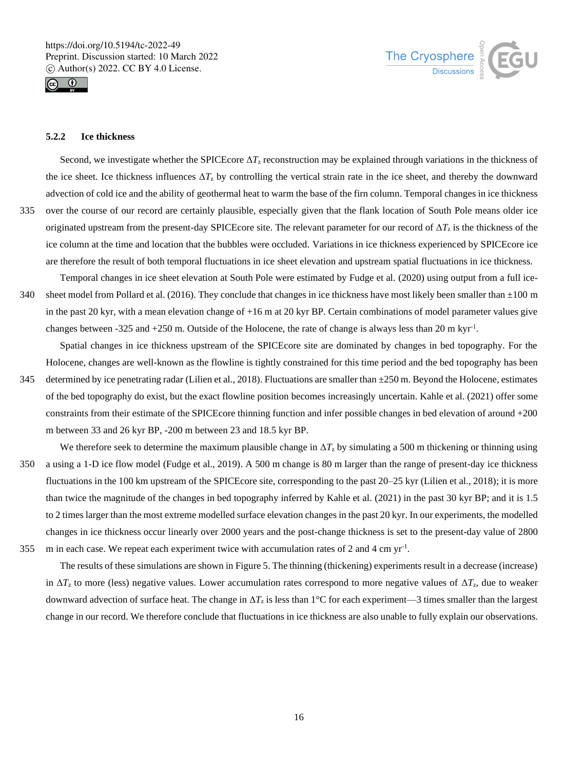### 5.2.2 Ice thickness

Second, we investigate whether the SPICEcore $\Delta T_z$ reconstruction may be explained through variations in the thickness of the ice sheet. Ice thickness influences $\Delta T_z$ by controlling the vertical strain rate in the ice sheet, and thereby the downward advection of cold ice and the ability of geothermal heat to warm the base of the firn column. Temporal changes in ice thickness over the course of our record are certainly plausible, especially given that the flank location of South Pole means older ice originated upstream from the present-day SPICEcore site. The relevant parameter for our record of $\Delta T_z$ is the thickness of the ice column at the time and location that the bubbles were occluded. Variations in ice thickness experienced by SPICEcore ice are therefore the result of both temporal fluctuations in ice sheet elevation and upstream spatial fluctuations in ice thickness.

Temporal changes in ice sheet elevation at South Pole were estimated by Fudge et al. (2020) using output from a full ice-sheet model from Pollard et al. (2016). They conclude that changes in ice thickness have most likely been smaller than ±100 m in the past 20 kyr, with a mean elevation change of +16 m at 20 kyr BP. Certain combinations of model parameter values give changes between -325 and +250 m. Outside of the Holocene, the rate of change is always less than 20 m kyr$^{-1}$.

Spatial changes in ice thickness upstream of the SPICEcore site are dominated by changes in bed topography. For the Holocene, changes are well-known as the flowline is tightly constrained for this time period and the bed topography has been determined by ice penetrating radar (Lilien et al., 2018). Fluctuations are smaller than ±250 m. Beyond the Holocene, estimates of the bed topography do exist, but the exact flowline position becomes increasingly uncertain. Kahle et al. (2021) offer some constraints from their estimate of the SPICEcore thinning function and infer possible changes in bed elevation of around +200 m between 33 and 26 kyr BP, -200 m between 23 and 18.5 kyr BP.

We therefore seek to determine the maximum plausible change in $\Delta T_z$ by simulating a 500 m thickening or thinning using a using a 1-D ice flow model (Fudge et al., 2019). A 500 m change is 80 m larger than the range of present-day ice thickness fluctuations in the 100 km upstream of the SPICEcore site, corresponding to the past 20–25 kyr (Lilien et al., 2018); it is more than twice the magnitude of the changes in bed topography inferred by Kahle et al. (2021) in the past 30 kyr BP; and it is 1.5 to 2 times larger than the most extreme modelled surface elevation changes in the past 20 kyr. In our experiments, the modelled changes in ice thickness occur linearly over 2000 years and the post-change thickness is set to the present-day value of 2800 m in each case. We repeat each experiment twice with accumulation rates of 2 and 4 cm yr$^{-1}$.

The results of these simulations are shown in Figure 5. The thinning (thickening) experiments result in a decrease (increase) in $\Delta T_z$ to more (less) negative values. Lower accumulation rates correspond to more negative values of $\Delta T_z$, due to weaker downward advection of surface heat. The change in $\Delta T_z$ is less than 1°C for each experiment—3 times smaller than the largest change in our record. We therefore conclude that fluctuations in ice thickness are also unable to fully explain our observations.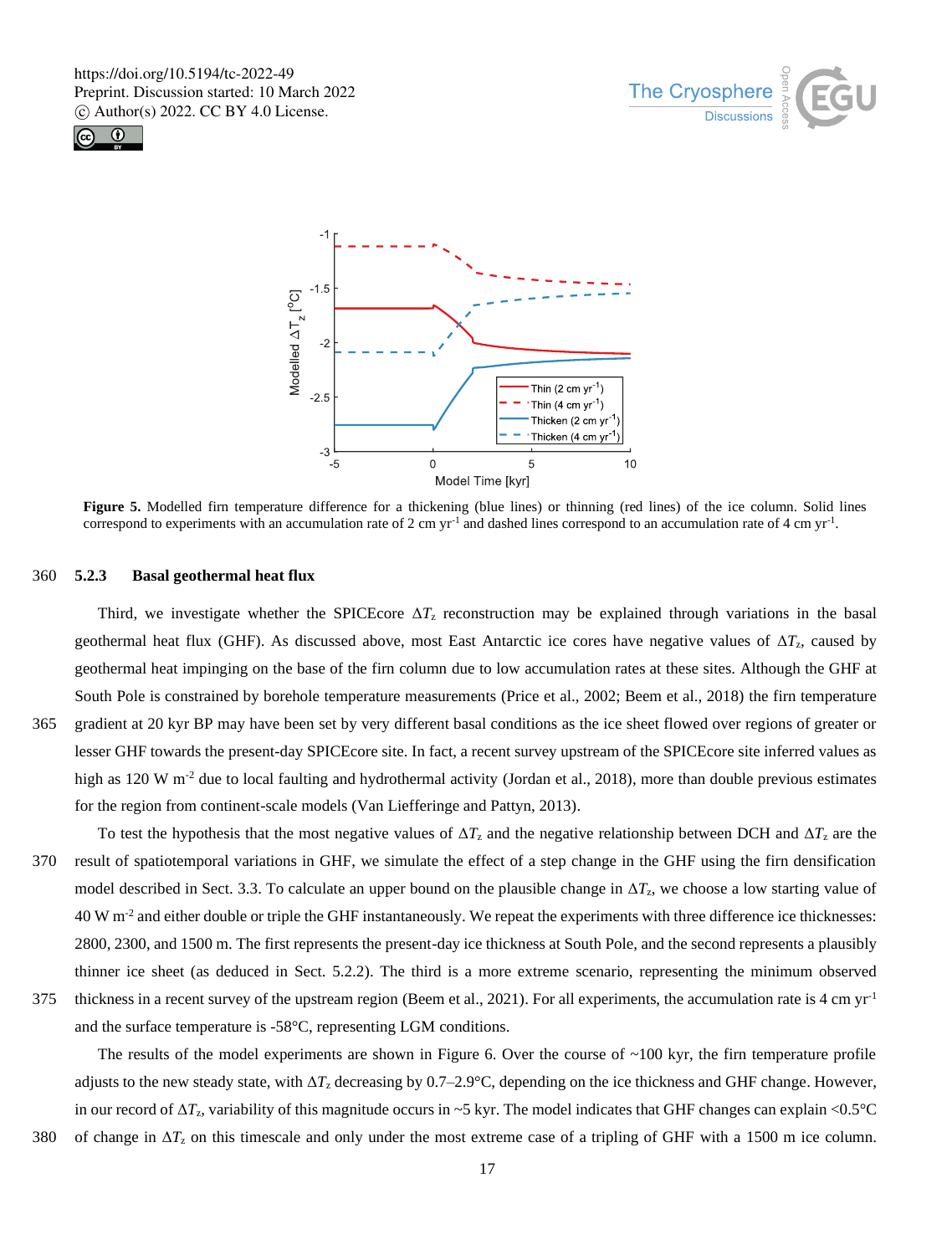**Figure 5.** Modelled firn temperature difference for a thickening (blue lines) or thinning (red lines) of the ice column. Solid lines correspond to experiments with an accumulation rate of 2 cm $yr^{-1}$ and dashed lines correspond to an accumulation rate of 4 cm $yr^{-1}$.

### 5.2.3 Basal geothermal heat flux

Third, we investigate whether the SPICEcore $\Delta T_z$ reconstruction may be explained through variations in the basal geothermal heat flux (GHF). As discussed above, most East Antarctic ice cores have negative values of $\Delta T_z$, caused by geothermal heat impinging on the base of the firn column due to low accumulation rates at these sites. Although the GHF at South Pole is constrained by borehole temperature measurements (Price et al., 2002; Beem et al., 2018) the firn temperature gradient at 20 kyr BP may have been set by very different basal conditions as the ice sheet flowed over regions of greater or lesser GHF towards the present-day SPICEcore site. In fact, a recent survey upstream of the SPICEcore site inferred values as high as 120 W $m^{-2}$ due to local faulting and hydrothermal activity (Jordan et al., 2018), more than double previous estimates for the region from continent-scale models (Van Liefferinge and Pattyn, 2013).

To test the hypothesis that the most negative values of $\Delta T_z$ and the negative relationship between DCH and $\Delta T_z$ are the result of spatiotemporal variations in GHF, we simulate the effect of a step change in the GHF using the firn densification model described in Sect. 3.3. To calculate an upper bound on the plausible change in $\Delta T_z$, we choose a low starting value of 40 W $m^{-2}$ and either double or triple the GHF instantaneously. We repeat the experiments with three difference ice thicknesses: 2800, 2300, and 1500 m. The first represents the present-day ice thickness at South Pole, and the second represents a plausibly thinner ice sheet (as deduced in Sect. 5.2.2). The third is a more extreme scenario, representing the minimum observed thickness in a recent survey of the upstream region (Beem et al., 2021). For all experiments, the accumulation rate is 4 cm $yr^{-1}$ and the surface temperature is -58°C, representing LGM conditions.

The results of the model experiments are shown in Figure 6. Over the course of ~100 kyr, the firn temperature profile adjusts to the new steady state, with $\Delta T_z$ decreasing by 0.7–2.9°C, depending on the ice thickness and GHF change. However, in our record of $\Delta T_z$, variability of this magnitude occurs in ~5 kyr. The model indicates that GHF changes can explain <0.5°C of change in $\Delta T_z$ on this timescale and only under the most extreme case of a tripling of GHF with a 1500 m ice column.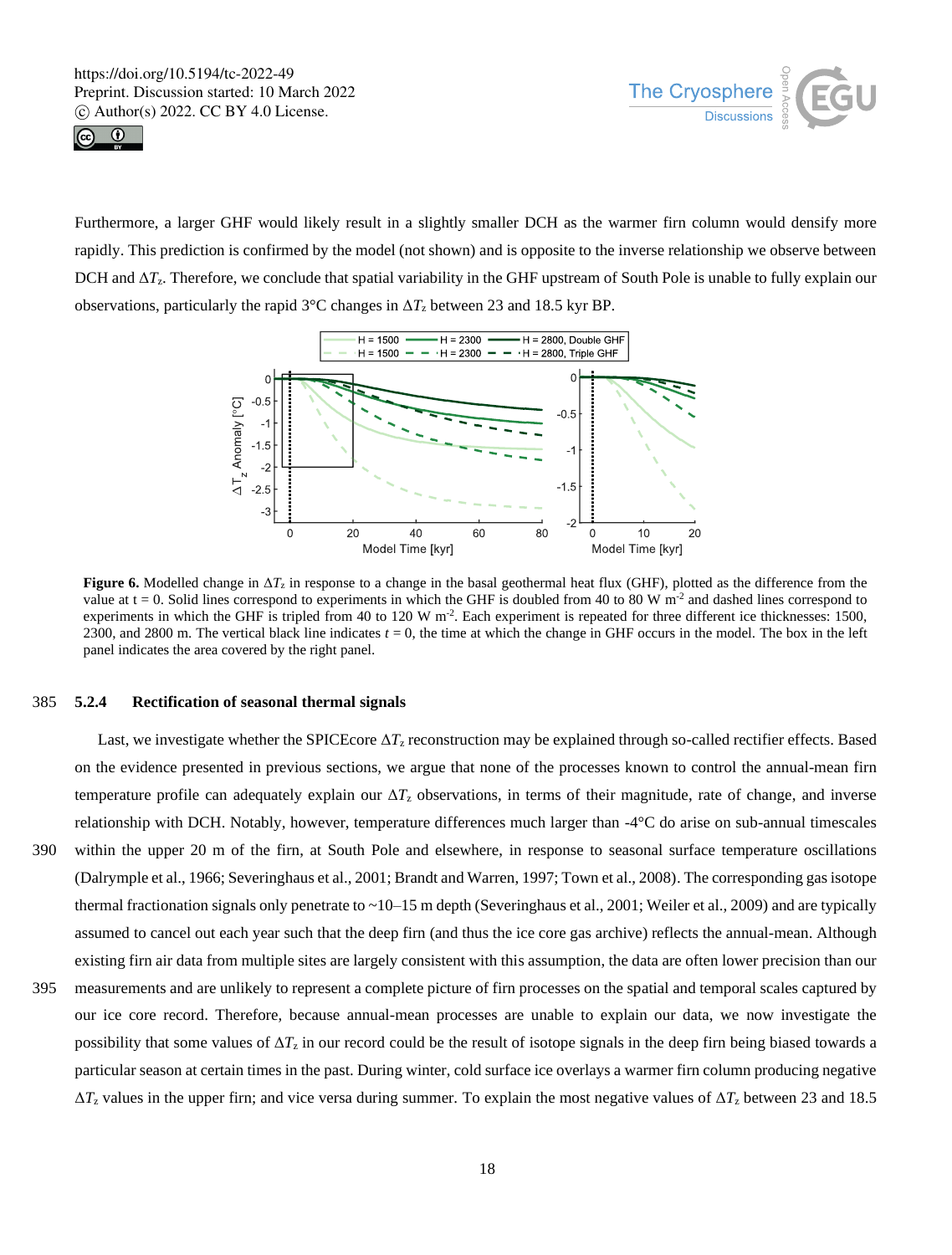Furthermore, a larger GHF would likely result in a slightly smaller DCH as the warmer firn column would densify more rapidly. This prediction is confirmed by the model (not shown) and is opposite to the inverse relationship we observe between DCH and $\Delta T_z$. Therefore, we conclude that spatial variability in the GHF upstream of South Pole is unable to fully explain our observations, particularly the rapid 3°C changes in $\Delta T_z$ between 23 and 18.5 kyr BP.

**Figure 6.** Modelled change in $\Delta T_z$ in response to a change in the basal geothermal heat flux (GHF), plotted as the difference from the value at t = 0. Solid lines correspond to experiments in which the GHF is doubled from 40 to 80 W m$^{-2}$ and dashed lines correspond to experiments in which the GHF is tripled from 40 to 120 W m$^{-2}$. Each experiment is repeated for three different ice thicknesses: 1500, 2300, and 2800 m. The vertical black line indicates $t = 0$, the time at which the change in GHF occurs in the model. The box in the left panel indicates the area covered by the right panel.

#### 5.2.4 Rectification of seasonal thermal signals

Last, we investigate whether the SPICEcore $\Delta T_z$ reconstruction may be explained through so-called rectifier effects. Based on the evidence presented in previous sections, we argue that none of the processes known to control the annual-mean firn temperature profile can adequately explain our $\Delta T_z$ observations, in terms of their magnitude, rate of change, and inverse relationship with DCH. Notably, however, temperature differences much larger than -4°C do arise on sub-annual timescales within the upper 20 m of the firn, at South Pole and elsewhere, in response to seasonal surface temperature oscillations (Dalrymple et al., 1966; Severinghaus et al., 2001; Brandt and Warren, 1997; Town et al., 2008). The corresponding gas isotope thermal fractionation signals only penetrate to ~10–15 m depth (Severinghaus et al., 2001; Weiler et al., 2009) and are typically assumed to cancel out each year such that the deep firn (and thus the ice core gas archive) reflects the annual-mean. Although existing firn air data from multiple sites are largely consistent with this assumption, the data are often lower precision than our measurements and are unlikely to represent a complete picture of firn processes on the spatial and temporal scales captured by our ice core record. Therefore, because annual-mean processes are unable to explain our data, we now investigate the possibility that some values of $\Delta T_z$ in our record could be the result of isotope signals in the deep firn being biased towards a particular season at certain times in the past. During winter, cold surface ice overlays a warmer firn column producing negative $\Delta T_z$ values in the upper firn; and vice versa during summer. To explain the most negative values of $\Delta T_z$ between 23 and 18.5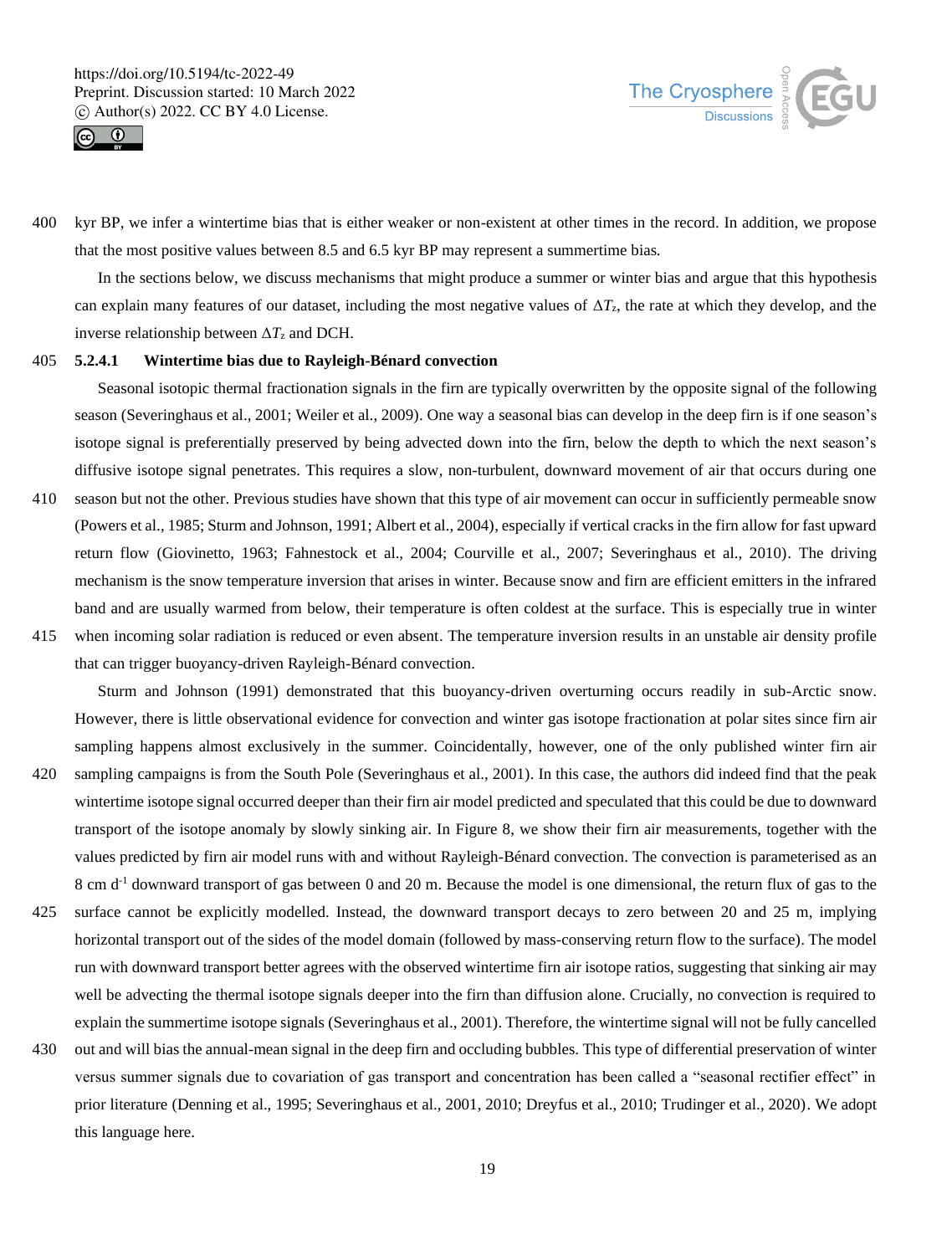kyr BP, we infer a wintertime bias that is either weaker or non-existent at other times in the record. In addition, we propose that the most positive values between 8.5 and 6.5 kyr BP may represent a summertime bias.

In the sections below, we discuss mechanisms that might produce a summer or winter bias and argue that this hypothesis can explain many features of our dataset, including the most negative values of $\Delta T_z$, the rate at which they develop, and the inverse relationship between $\Delta T_z$ and DCH.

##### 5.2.4.1 Wintertime bias due to Rayleigh-Bénard convection

Seasonal isotopic thermal fractionation signals in the firn are typically overwritten by the opposite signal of the following season (Severinghaus et al., 2001; Weiler et al., 2009). One way a seasonal bias can develop in the deep firn is if one season's isotope signal is preferentially preserved by being advected down into the firn, below the depth to which the next season's diffusive isotope signal penetrates. This requires a slow, non-turbulent, downward movement of air that occurs during one season but not the other. Previous studies have shown that this type of air movement can occur in sufficiently permeable snow (Powers et al., 1985; Sturm and Johnson, 1991; Albert et al., 2004), especially if vertical cracks in the firn allow for fast upward return flow (Giovinetto, 1963; Fahnestock et al., 2004; Courville et al., 2007; Severinghaus et al., 2010). The driving mechanism is the snow temperature inversion that arises in winter. Because snow and firn are efficient emitters in the infrared band and are usually warmed from below, their temperature is often coldest at the surface. This is especially true in winter when incoming solar radiation is reduced or even absent. The temperature inversion results in an unstable air density profile that can trigger buoyancy-driven Rayleigh-Bénard convection.

Sturm and Johnson (1991) demonstrated that this buoyancy-driven overturning occurs readily in sub-Arctic snow. However, there is little observational evidence for convection and winter gas isotope fractionation at polar sites since firn air sampling happens almost exclusively in the summer. Coincidentally, however, one of the only published winter firn air sampling campaigns is from the South Pole (Severinghaus et al., 2001). In this case, the authors did indeed find that the peak wintertime isotope signal occurred deeper than their firn air model predicted and speculated that this could be due to downward transport of the isotope anomaly by slowly sinking air. In Figure 8, we show their firn air measurements, together with the values predicted by firn air model runs with and without Rayleigh-Bénard convection. The convection is parameterised as an 8 cm $d^{-1}$ downward transport of gas between 0 and 20 m. Because the model is one dimensional, the return flux of gas to the surface cannot be explicitly modelled. Instead, the downward transport decays to zero between 20 and 25 m, implying horizontal transport out of the sides of the model domain (followed by mass-conserving return flow to the surface). The model run with downward transport better agrees with the observed wintertime firn air isotope ratios, suggesting that sinking air may well be advecting the thermal isotope signals deeper into the firn than diffusion alone. Crucially, no convection is required to explain the summertime isotope signals (Severinghaus et al., 2001). Therefore, the wintertime signal will not be fully cancelled out and will bias the annual-mean signal in the deep firn and occluding bubbles. This type of differential preservation of winter versus summer signals due to covariation of gas transport and concentration has been called a "seasonal rectifier effect" in prior literature (Denning et al., 1995; Severinghaus et al., 2001, 2010; Dreyfus et al., 2010; Trudinger et al., 2020). We adopt this language here.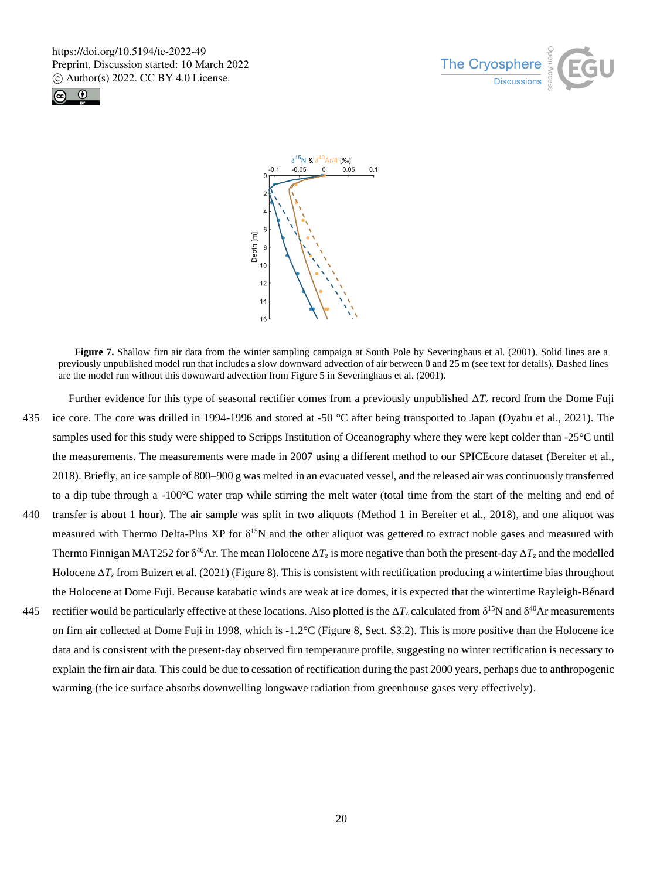**Figure 7.** Shallow firn air data from the winter sampling campaign at South Pole by Severinghaus et al. (2001). Solid lines are a previously unpublished model run that includes a slow downward advection of air between 0 and 25 m (see text for details). Dashed lines are the model run without this downward advection from Figure 5 in Severinghaus et al. (2001).

Further evidence for this type of seasonal rectifier comes from a previously unpublished $\Delta T_z$ record from the Dome Fuji ice core. The core was drilled in 1994-1996 and stored at -50 °C after being transported to Japan (Oyabu et al., 2021). The samples used for this study were shipped to Scripps Institution of Oceanography where they were kept colder than -25°C until the measurements. The measurements were made in 2007 using a different method to our SPICEcore dataset (Bereiter et al., 2018). Briefly, an ice sample of 800–900 g was melted in an evacuated vessel, and the released air was continuously transferred to a dip tube through a -100°C water trap while stirring the melt water (total time from the start of the melting and end of transfer is about 1 hour). The air sample was split in two aliquots (Method 1 in Bereiter et al., 2018), and one aliquot was measured with Thermo Delta-Plus XP for $\delta^{15}N$ and the other aliquot was gettered to extract noble gases and measured with Thermo Finnigan MAT252 for $\delta^{40}Ar$. The mean Holocene $\Delta T_z$ is more negative than both the present-day $\Delta T_z$ and the modelled Holocene $\Delta T_z$ from Buizert et al. (2021) (Figure 8). This is consistent with rectification producing a wintertime bias throughout the Holocene at Dome Fuji. Because katabatic winds are weak at ice domes, it is expected that the wintertime Rayleigh-Bénard rectifier would be particularly effective at these locations. Also plotted is the $\Delta T_z$ calculated from $\delta^{15}N$ and $\delta^{40}Ar$ measurements on firn air collected at Dome Fuji in 1998, which is -1.2°C (Figure 8, Sect. S3.2). This is more positive than the Holocene ice data and is consistent with the present-day observed firn temperature profile, suggesting no winter rectification is necessary to explain the firn air data. This could be due to cessation of rectification during the past 2000 years, perhaps due to anthropogenic warming (the ice surface absorbs downwelling longwave radiation from greenhouse gases very effectively).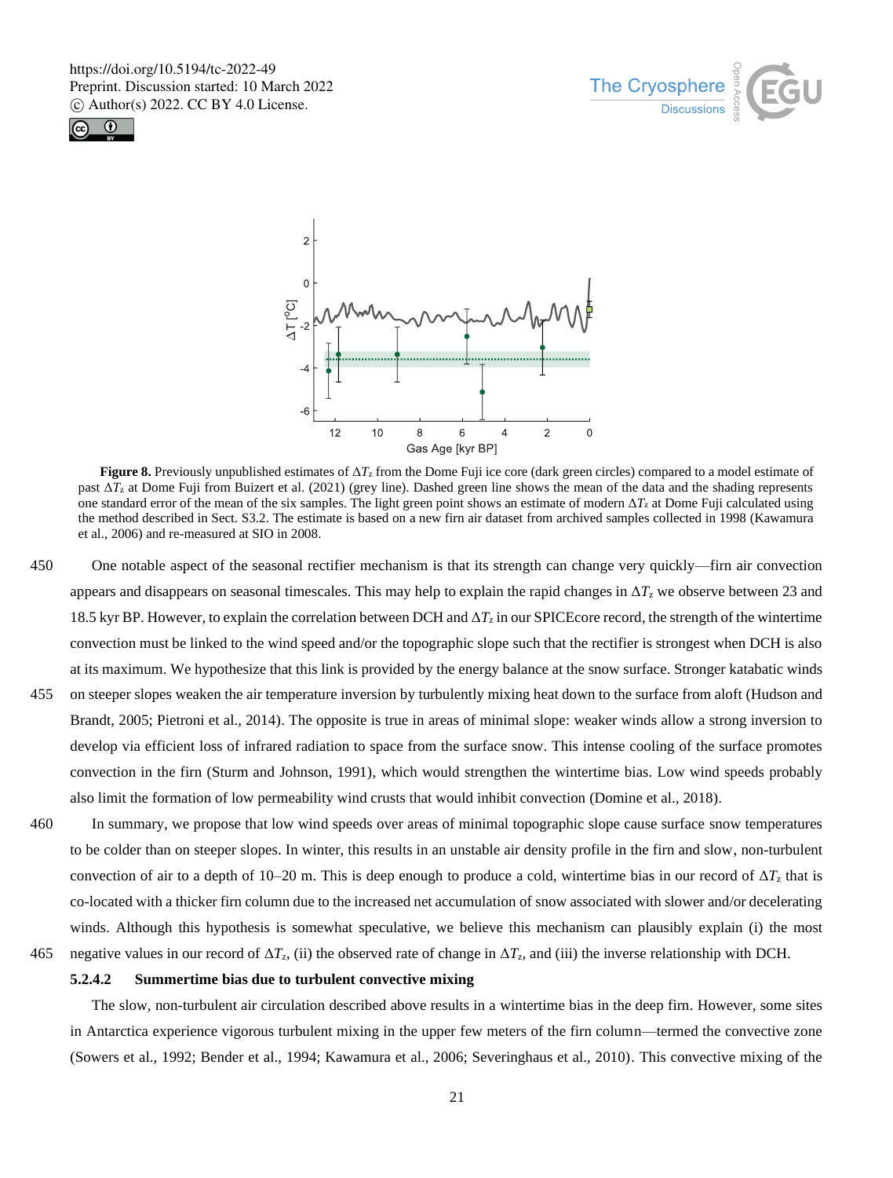**Figure 8.** Previously unpublished estimates of $\Delta T_z$ from the Dome Fuji ice core (dark green circles) compared to a model estimate of past $\Delta T_z$ at Dome Fuji from Buizert et al. (2021) (grey line). Dashed green line shows the mean of the data and the shading represents one standard error of the mean of the six samples. The light green point shows an estimate of modern $\Delta T_z$ at Dome Fuji calculated using the method described in Sect. S3.2. The estimate is based on a new firn air dataset from archived samples collected in 1998 (Kawamura et al., 2006) and re-measured at SIO in 2008.

One notable aspect of the seasonal rectifier mechanism is that its strength can change very quickly—firn air convection appears and disappears on seasonal timescales. This may help to explain the rapid changes in $\Delta T_z$ we observe between 23 and 18.5 kyr BP. However, to explain the correlation between DCH and $\Delta T_z$ in our SPICEcore record, the strength of the wintertime convection must be linked to the wind speed and/or the topographic slope such that the rectifier is strongest when DCH is also at its maximum. We hypothesize that this link is provided by the energy balance at the snow surface. Stronger katabatic winds on steeper slopes weaken the air temperature inversion by turbulently mixing heat down to the surface from aloft (Hudson and Brandt, 2005; Pietroni et al., 2014). The opposite is true in areas of minimal slope: weaker winds allow a strong inversion to develop via efficient loss of infrared radiation to space from the surface snow. This intense cooling of the surface promotes convection in the firn (Sturm and Johnson, 1991), which would strengthen the wintertime bias. Low wind speeds probably also limit the formation of low permeability wind crusts that would inhibit convection (Domine et al., 2018).

In summary, we propose that low wind speeds over areas of minimal topographic slope cause surface snow temperatures to be colder than on steeper slopes. In winter, this results in an unstable air density profile in the firn and slow, non-turbulent convection of air to a depth of 10–20 m. This is deep enough to produce a cold, wintertime bias in our record of $\Delta T_z$ that is co-located with a thicker firn column due to the increased net accumulation of snow associated with slower and/or decelerating winds. Although this hypothesis is somewhat speculative, we believe this mechanism can plausibly explain (i) the most negative values in our record of $\Delta T_z$, (ii) the observed rate of change in $\Delta T_z$, and (iii) the inverse relationship with DCH.

#### 5.2.4.2 Summertime bias due to turbulent convective mixing

The slow, non-turbulent air circulation described above results in a wintertime bias in the deep firn. However, some sites in Antarctica experience vigorous turbulent mixing in the upper few meters of the firn column—termed the convective zone (Sowers et al., 1992; Bender et al., 1994; Kawamura et al., 2006; Severinghaus et al., 2010). This convective mixing of the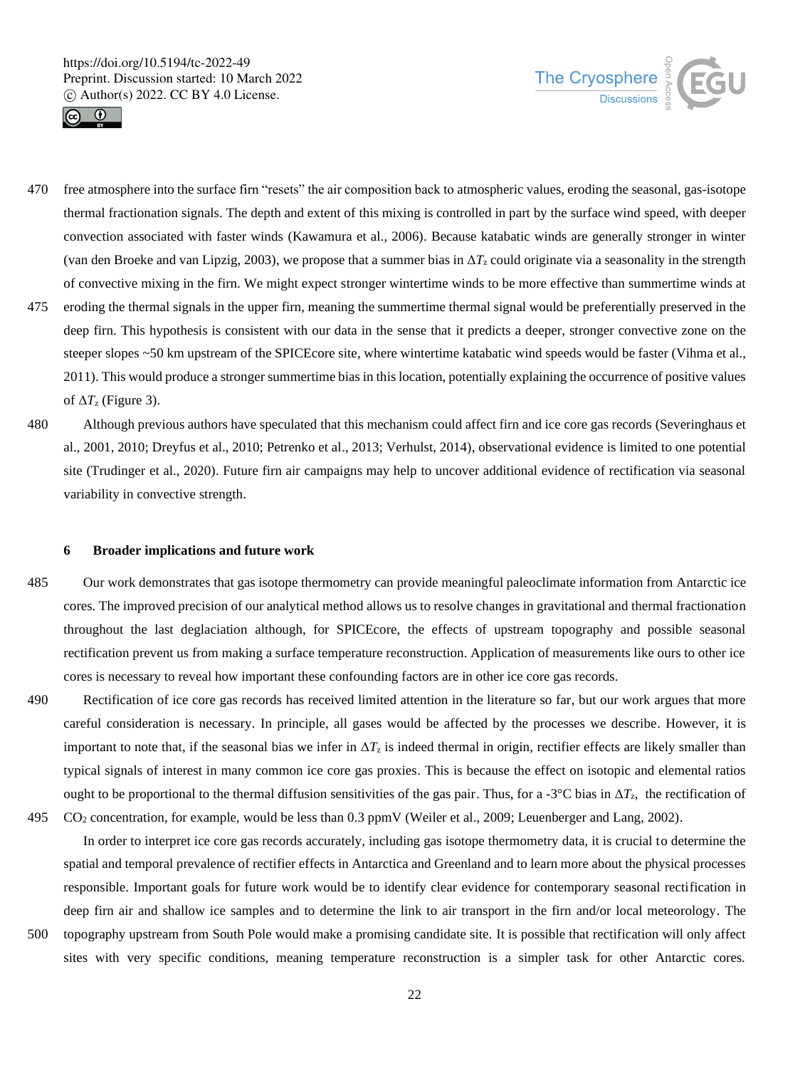free atmosphere into the surface firn "resets" the air composition back to atmospheric values, eroding the seasonal, gas-isotope thermal fractionation signals. The depth and extent of this mixing is controlled in part by the surface wind speed, with deeper convection associated with faster winds (Kawamura et al., 2006). Because katabatic winds are generally stronger in winter (van den Broeke and van Lipzig, 2003), we propose that a summer bias in $\Delta T_z$ could originate via a seasonality in the strength of convective mixing in the firn. We might expect stronger wintertime winds to be more effective than summertime winds at eroding the thermal signals in the upper firn, meaning the summertime thermal signal would be preferentially preserved in the deep firn. This hypothesis is consistent with our data in the sense that it predicts a deeper, stronger convective zone on the steeper slopes ~50 km upstream of the SPICEcore site, where wintertime katabatic wind speeds would be faster (Vihma et al., 2011). This would produce a stronger summertime bias in this location, potentially explaining the occurrence of positive values of $\Delta T_z$ (Figure 3).

Although previous authors have speculated that this mechanism could affect firn and ice core gas records (Severinghaus et al., 2001, 2010; Dreyfus et al., 2010; Petrenko et al., 2013; Verhulst, 2014), observational evidence is limited to one potential site (Trudinger et al., 2020). Future firn air campaigns may help to uncover additional evidence of rectification via seasonal variability in convective strength.

## 6 Broader implications and future work

Our work demonstrates that gas isotope thermometry can provide meaningful paleoclimate information from Antarctic ice cores. The improved precision of our analytical method allows us to resolve changes in gravitational and thermal fractionation throughout the last deglaciation although, for SPICEcore, the effects of upstream topography and possible seasonal rectification prevent us from making a surface temperature reconstruction. Application of measurements like ours to other ice cores is necessary to reveal how important these confounding factors are in other ice core gas records.

Rectification of ice core gas records has received limited attention in the literature so far, but our work argues that more careful consideration is necessary. In principle, all gases would be affected by the processes we describe. However, it is important to note that, if the seasonal bias we infer in $\Delta T_z$ is indeed thermal in origin, rectifier effects are likely smaller than typical signals of interest in many common ice core gas proxies. This is because the effect on isotopic and elemental ratios ought to be proportional to the thermal diffusion sensitivities of the gas pair. Thus, for a -3°C bias in $\Delta T_z$, the rectification of $CO_2$ concentration, for example, would be less than 0.3 ppmV (Weiler et al., 2009; Leuenberger and Lang, 2002).

In order to interpret ice core gas records accurately, including gas isotope thermometry data, it is crucial to determine the spatial and temporal prevalence of rectifier effects in Antarctica and Greenland and to learn more about the physical processes responsible. Important goals for future work would be to identify clear evidence for contemporary seasonal rectification in deep firn air and shallow ice samples and to determine the link to air transport in the firn and/or local meteorology. The topography upstream from South Pole would make a promising candidate site. It is possible that rectification will only affect sites with very specific conditions, meaning temperature reconstruction is a simpler task for other Antarctic cores.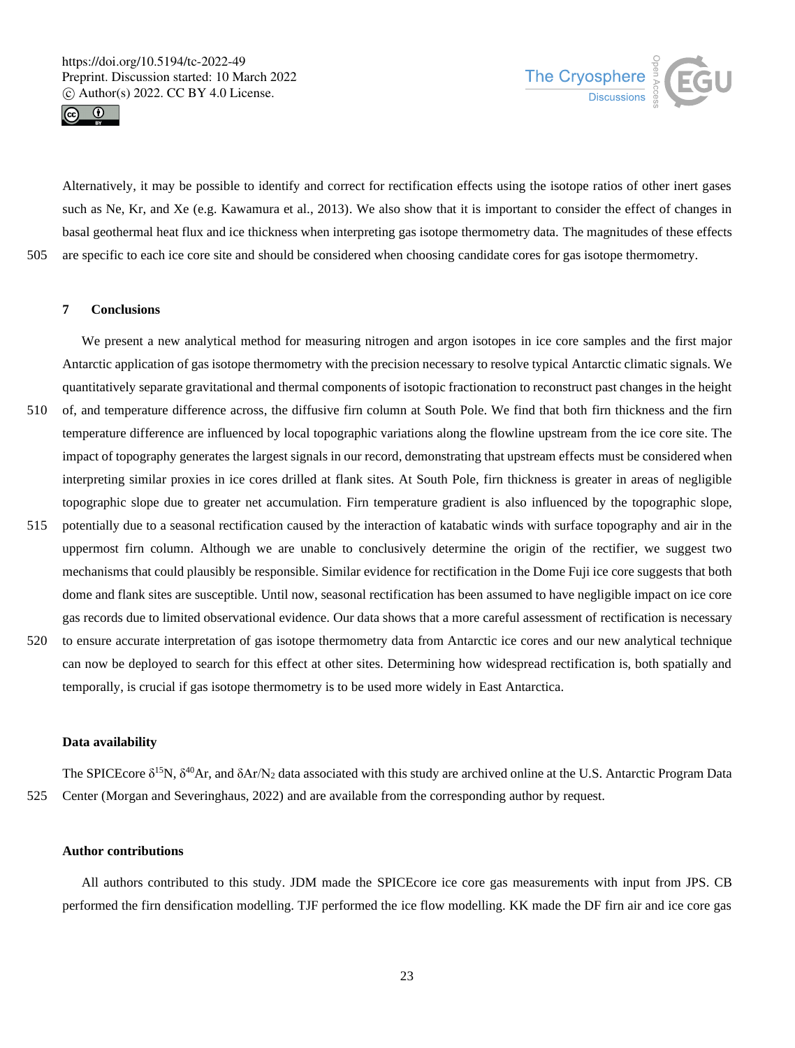Alternatively, it may be possible to identify and correct for rectification effects using the isotope ratios of other inert gases such as Ne, Kr, and Xe (e.g. Kawamura et al., 2013). We also show that it is important to consider the effect of changes in basal geothermal heat flux and ice thickness when interpreting gas isotope thermometry data. The magnitudes of these effects are specific to each ice core site and should be considered when choosing candidate cores for gas isotope thermometry.

## 7 Conclusions

We present a new analytical method for measuring nitrogen and argon isotopes in ice core samples and the first major Antarctic application of gas isotope thermometry with the precision necessary to resolve typical Antarctic climatic signals. We quantitatively separate gravitational and thermal components of isotopic fractionation to reconstruct past changes in the height of, and temperature difference across, the diffusive firn column at South Pole. We find that both firn thickness and the firn temperature difference are influenced by local topographic variations along the flowline upstream from the ice core site. The impact of topography generates the largest signals in our record, demonstrating that upstream effects must be considered when interpreting similar proxies in ice cores drilled at flank sites. At South Pole, firn thickness is greater in areas of negligible topographic slope due to greater net accumulation. Firn temperature gradient is also influenced by the topographic slope, potentially due to a seasonal rectification caused by the interaction of katabatic winds with surface topography and air in the uppermost firn column. Although we are unable to conclusively determine the origin of the rectifier, we suggest two mechanisms that could plausibly be responsible. Similar evidence for rectification in the Dome Fuji ice core suggests that both dome and flank sites are susceptible. Until now, seasonal rectification has been assumed to have negligible impact on ice core gas records due to limited observational evidence. Our data shows that a more careful assessment of rectification is necessary to ensure accurate interpretation of gas isotope thermometry data from Antarctic ice cores and our new analytical technique can now be deployed to search for this effect at other sites. Determining how widespread rectification is, both spatially and temporally, is crucial if gas isotope thermometry is to be used more widely in East Antarctica.

### Data availability

The SPICEcore $\delta^{15}N$, $\delta^{40}Ar$, and $\delta Ar/N_2$ data associated with this study are archived online at the U.S. Antarctic Program Data Center (Morgan and Severinghaus, 2022) and are available from the corresponding author by request.

### Author contributions

All authors contributed to this study. JDM made the SPICEcore ice core gas measurements with input from JPS. CB performed the firn densification modelling. TJF performed the ice flow modelling. KK made the DF firn air and ice core gas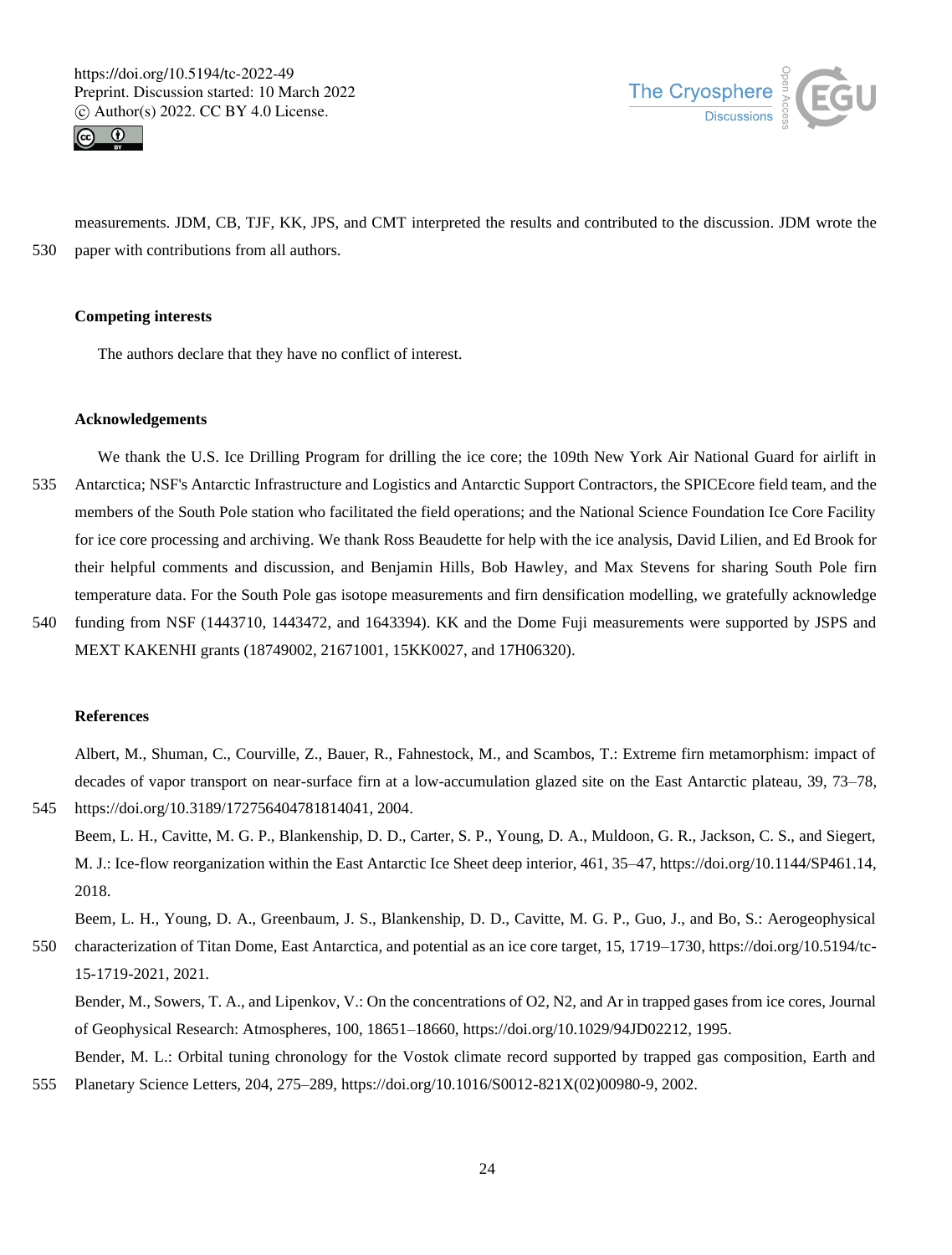measurements. JDM, CB, TJF, KK, JPS, and CMT interpreted the results and contributed to the discussion. JDM wrote the paper with contributions from all authors.

### Competing interests

The authors declare that they have no conflict of interest.

### Acknowledgements

We thank the U.S. Ice Drilling Program for drilling the ice core; the 109th New York Air National Guard for airlift in Antarctica; NSF's Antarctic Infrastructure and Logistics and Antarctic Support Contractors, the SPICEcore field team, and the members of the South Pole station who facilitated the field operations; and the National Science Foundation Ice Core Facility for ice core processing and archiving. We thank Ross Beaudette for help with the ice analysis, David Lilien, and Ed Brook for their helpful comments and discussion, and Benjamin Hills, Bob Hawley, and Max Stevens for sharing South Pole firn temperature data. For the South Pole gas isotope measurements and firn densification modelling, we gratefully acknowledge funding from NSF (1443710, 1443472, and 1643394). KK and the Dome Fuji measurements were supported by JSPS and MEXT KAKENHI grants (18749002, 21671001, 15KK0027, and 17H06320).

### References

Albert, M., Shuman, C., Courville, Z., Bauer, R., Fahnestock, M., and Scambos, T.: Extreme firn metamorphism: impact of decades of vapor transport on near-surface firn at a low-accumulation glazed site on the East Antarctic plateau, 39, 73–78, https://doi.org/10.3189/172756404781814041, 2004.

Beem, L. H., Cavitte, M. G. P., Blankenship, D. D., Carter, S. P., Young, D. A., Muldoon, G. R., Jackson, C. S., and Siegert, M. J.: Ice-flow reorganization within the East Antarctic Ice Sheet deep interior, 461, 35–47, https://doi.org/10.1144/SP461.14, 2018.

Beem, L. H., Young, D. A., Greenbaum, J. S., Blankenship, D. D., Cavitte, M. G. P., Guo, J., and Bo, S.: Aerogeophysical characterization of Titan Dome, East Antarctica, and potential as an ice core target, 15, 1719–1730, https://doi.org/10.5194/tc-15-1719-2021, 2021.

Bender, M., Sowers, T. A., and Lipenkov, V.: On the concentrations of O2, N2, and Ar in trapped gases from ice cores, Journal of Geophysical Research: Atmospheres, 100, 18651–18660, https://doi.org/10.1029/94JD02212, 1995.

Bender, M. L.: Orbital tuning chronology for the Vostok climate record supported by trapped gas composition, Earth and Planetary Science Letters, 204, 275–289, https://doi.org/10.1016/S0012-821X(02)00980-9, 2002.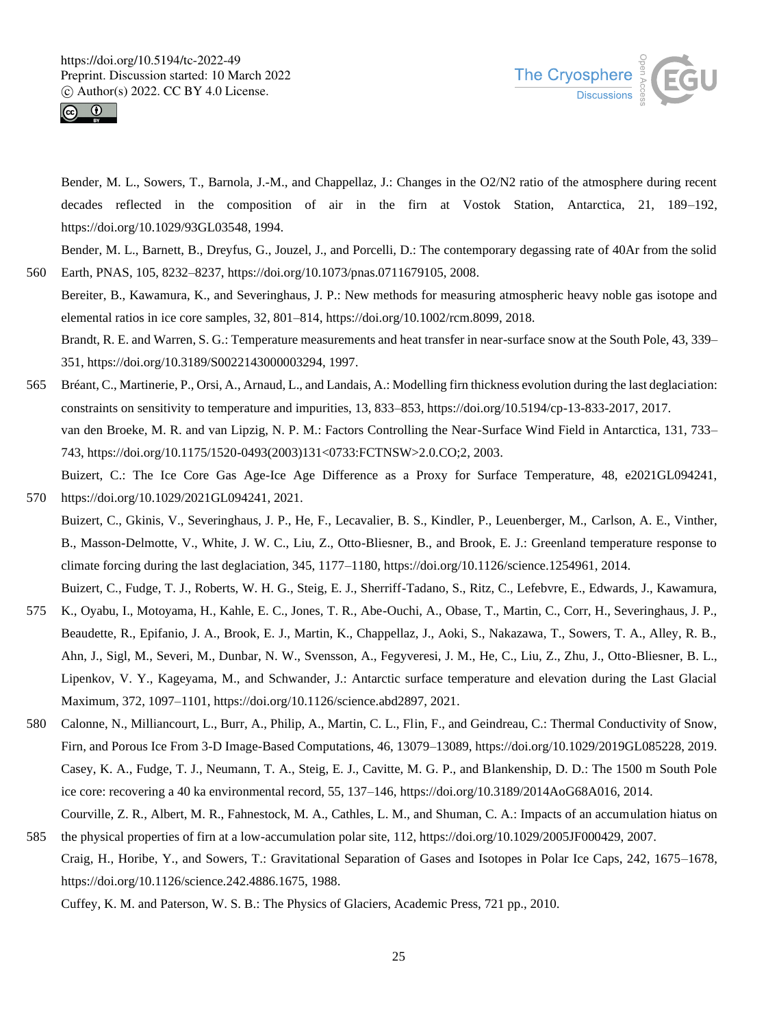Bender, M. L., Sowers, T., Barnola, J.-M., and Chappellaz, J.: Changes in the O2/N2 ratio of the atmosphere during recent decades reflected in the composition of air in the firn at Vostok Station, Antarctica, 21, 189–192, https://doi.org/10.1029/93GL03548, 1994.

Bender, M. L., Barnett, B., Dreyfus, G., Jouzel, J., and Porcelli, D.: The contemporary degassing rate of 40Ar from the solid Earth, PNAS, 105, 8232–8237, https://doi.org/10.1073/pnas.0711679105, 2008.

Bereiter, B., Kawamura, K., and Severinghaus, J. P.: New methods for measuring atmospheric heavy noble gas isotope and elemental ratios in ice core samples, 32, 801–814, https://doi.org/10.1002/rcm.8099, 2018.

Brandt, R. E. and Warren, S. G.: Temperature measurements and heat transfer in near-surface snow at the South Pole, 43, 339–351, https://doi.org/10.3189/S0022143000003294, 1997.

Bréant, C., Martinerie, P., Orsi, A., Arnaud, L., and Landais, A.: Modelling firn thickness evolution during the last deglaciation: constraints on sensitivity to temperature and impurities, 13, 833–853, https://doi.org/10.5194/cp-13-833-2017, 2017.

van den Broeke, M. R. and van Lipzig, N. P. M.: Factors Controlling the Near-Surface Wind Field in Antarctica, 131, 733–743, https://doi.org/10.1175/1520-0493(2003)131<0733:FCTNSW>2.0.CO;2, 2003.

Buizert, C.: The Ice Core Gas Age-Ice Age Difference as a Proxy for Surface Temperature, 48, e2021GL094241, https://doi.org/10.1029/2021GL094241, 2021.

Buizert, C., Gkinis, V., Severinghaus, J. P., He, F., Lecavalier, B. S., Kindler, P., Leuenberger, M., Carlson, A. E., Vinther, B., Masson-Delmotte, V., White, J. W. C., Liu, Z., Otto-Bliesner, B., and Brook, E. J.: Greenland temperature response to climate forcing during the last deglaciation, 345, 1177–1180, https://doi.org/10.1126/science.1254961, 2014.

Buizert, C., Fudge, T. J., Roberts, W. H. G., Steig, E. J., Sherriff-Tadano, S., Ritz, C., Lefebvre, E., Edwards, J., Kawamura, K., Oyabu, I., Motoyama, H., Kahle, E. C., Jones, T. R., Abe-Ouchi, A., Obase, T., Martin, C., Corr, H., Severinghaus, J. P., Beaudette, R., Epifanio, J. A., Brook, E. J., Martin, K., Chappellaz, J., Aoki, S., Nakazawa, T., Sowers, T. A., Alley, R. B., Ahn, J., Sigl, M., Severi, M., Dunbar, N. W., Svensson, A., Fegyveresi, J. M., He, C., Liu, Z., Zhu, J., Otto-Bliesner, B. L., Lipenkov, V. Y., Kageyama, M., and Schwander, J.: Antarctic surface temperature and elevation during the Last Glacial Maximum, 372, 1097–1101, https://doi.org/10.1126/science.abd2897, 2021.

Calonne, N., Milliancourt, L., Burr, A., Philip, A., Martin, C. L., Flin, F., and Geindreau, C.: Thermal Conductivity of Snow, Firn, and Porous Ice From 3-D Image-Based Computations, 46, 13079–13089, https://doi.org/10.1029/2019GL085228, 2019.

Casey, K. A., Fudge, T. J., Neumann, T. A., Steig, E. J., Cavitte, M. G. P., and Blankenship, D. D.: The 1500 m South Pole ice core: recovering a 40 ka environmental record, 55, 137–146, https://doi.org/10.3189/2014AoG68A016, 2014.

Courville, Z. R., Albert, M. R., Fahnestock, M. A., Cathles, L. M., and Shuman, C. A.: Impacts of an accumulation hiatus on the physical properties of firn at a low-accumulation polar site, 112, https://doi.org/10.1029/2005JF000429, 2007.

Craig, H., Horibe, Y., and Sowers, T.: Gravitational Separation of Gases and Isotopes in Polar Ice Caps, 242, 1675–1678, https://doi.org/10.1126/science.242.4886.1675, 1988.

Cuffey, K. M. and Paterson, W. S. B.: The Physics of Glaciers, Academic Press, 721 pp., 2010.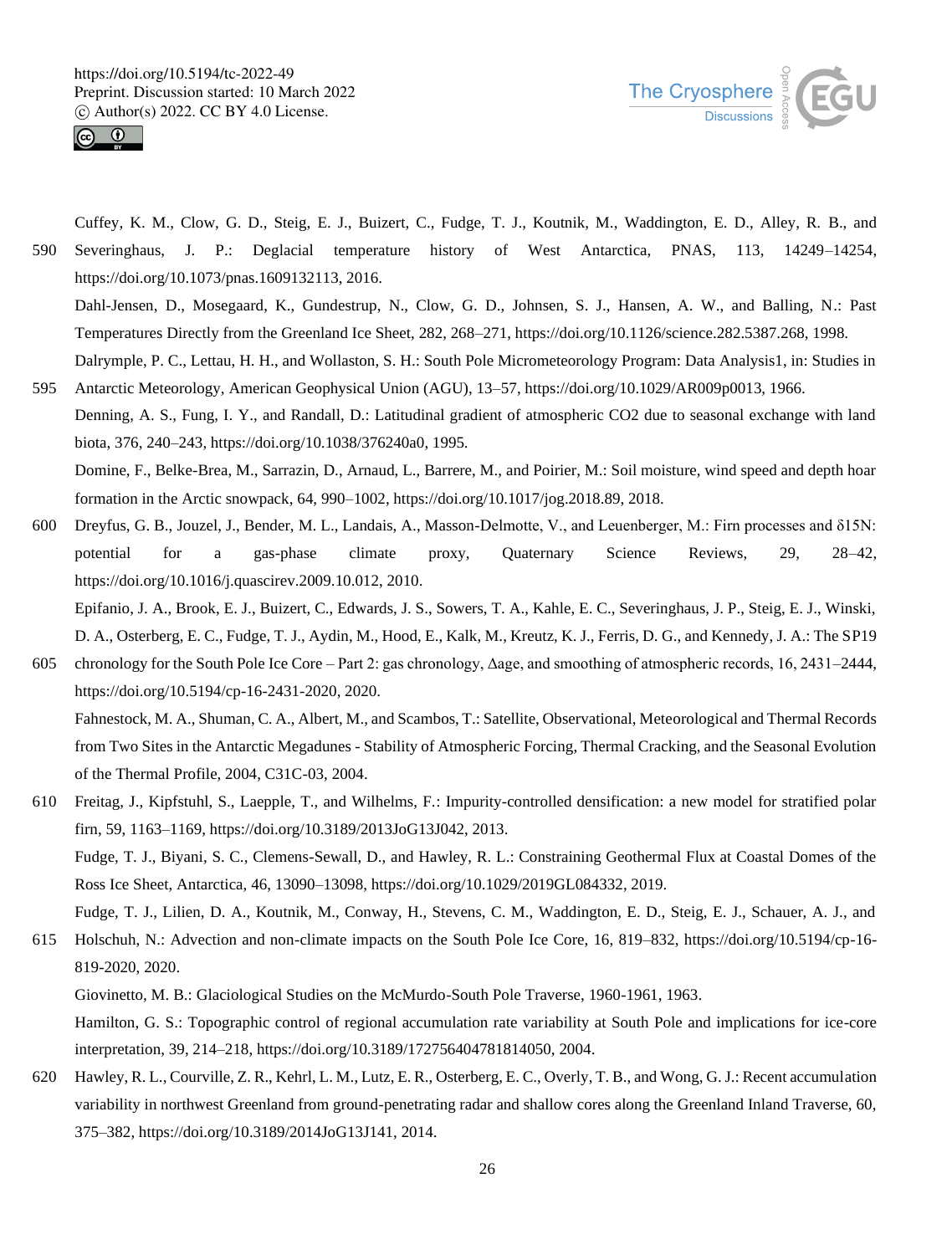Cuffey, K. M., Clow, G. D., Steig, E. J., Buizert, C., Fudge, T. J., Koutnik, M., Waddington, E. D., Alley, R. B., and Severinghaus, J. P.: Deglacial temperature history of West Antarctica, PNAS, 113, 14249–14254, https://doi.org/10.1073/pnas.1609132113, 2016.

Dahl-Jensen, D., Mosegaard, K., Gundestrup, N., Clow, G. D., Johnsen, S. J., Hansen, A. W., and Balling, N.: Past Temperatures Directly from the Greenland Ice Sheet, 282, 268–271, https://doi.org/10.1126/science.282.5387.268, 1998.

Dalrymple, P. C., Lettau, H. H., and Wollaston, S. H.: South Pole Micrometeorology Program: Data Analysis1, in: Studies in Antarctic Meteorology, American Geophysical Union (AGU), 13–57, https://doi.org/10.1029/AR009p0013, 1966.

Denning, A. S., Fung, I. Y., and Randall, D.: Latitudinal gradient of atmospheric CO2 due to seasonal exchange with land biota, 376, 240–243, https://doi.org/10.1038/376240a0, 1995.

Domine, F., Belke-Brea, M., Sarrazin, D., Arnaud, L., Barrere, M., and Poirier, M.: Soil moisture, wind speed and depth hoar formation in the Arctic snowpack, 64, 990–1002, https://doi.org/10.1017/jog.2018.89, 2018.

Dreyfus, G. B., Jouzel, J., Bender, M. L., Landais, A., Masson-Delmotte, V., and Leuenberger, M.: Firn processes and $\delta^{15}N$: potential for a gas-phase climate proxy, Quaternary Science Reviews, 29, 28–42, https://doi.org/10.1016/j.quascirev.2009.10.012, 2010.

Epifanio, J. A., Brook, E. J., Buizert, C., Edwards, J. S., Sowers, T. A., Kahle, E. C., Severinghaus, J. P., Steig, E. J., Winski, D. A., Osterberg, E. C., Fudge, T. J., Aydin, M., Hood, E., Kalk, M., Kreutz, K. J., Ferris, D. G., and Kennedy, J. A.: The SP19 chronology for the South Pole Ice Core – Part 2: gas chronology, Δage, and smoothing of atmospheric records, 16, 2431–2444, https://doi.org/10.5194/cp-16-2431-2020, 2020.

Fahnestock, M. A., Shuman, C. A., Albert, M., and Scambos, T.: Satellite, Observational, Meteorological and Thermal Records from Two Sites in the Antarctic Megadunes - Stability of Atmospheric Forcing, Thermal Cracking, and the Seasonal Evolution of the Thermal Profile, 2004, C31C-03, 2004.

Freitag, J., Kipfstuhl, S., Laepple, T., and Wilhelms, F.: Impurity-controlled densification: a new model for stratified polar firn, 59, 1163–1169, https://doi.org/10.3189/2013JoG13J042, 2013.

Fudge, T. J., Biyani, S. C., Clemens-Sewall, D., and Hawley, R. L.: Constraining Geothermal Flux at Coastal Domes of the Ross Ice Sheet, Antarctica, 46, 13090–13098, https://doi.org/10.1029/2019GL084332, 2019.

Fudge, T. J., Lilien, D. A., Koutnik, M., Conway, H., Stevens, C. M., Waddington, E. D., Steig, E. J., Schauer, A. J., and Holschuh, N.: Advection and non-climate impacts on the South Pole Ice Core, 16, 819–832, https://doi.org/10.5194/cp-16-819-2020, 2020.

Giovinetto, M. B.: Glaciological Studies on the McMurdo-South Pole Traverse, 1960-1961, 1963.

Hamilton, G. S.: Topographic control of regional accumulation rate variability at South Pole and implications for ice-core interpretation, 39, 214–218, https://doi.org/10.3189/172756404781814050, 2004.

Hawley, R. L., Courville, Z. R., Kehrl, L. M., Lutz, E. R., Osterberg, E. C., Overly, T. B., and Wong, G. J.: Recent accumulation variability in northwest Greenland from ground-penetrating radar and shallow cores along the Greenland Inland Traverse, 60, 375–382, https://doi.org/10.3189/2014JoG13J141, 2014.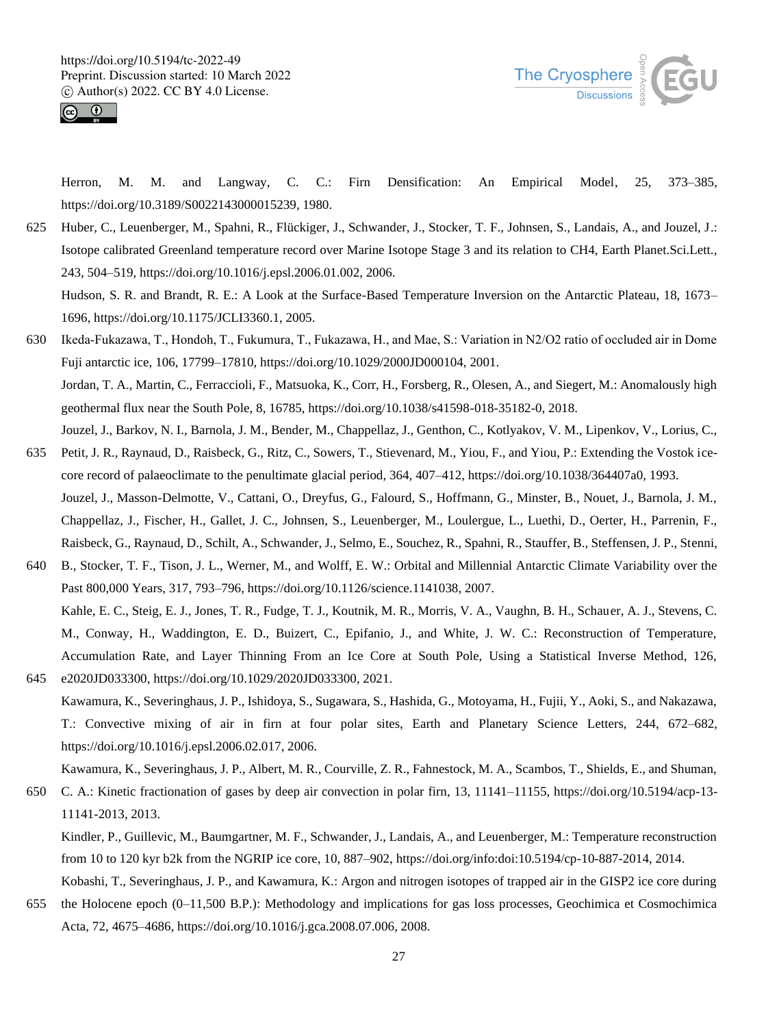Herron, M. M. and Langway, C. C.: Firn Densification: An Empirical Model, 25, 373–385, https://doi.org/10.3189/S0022143000015239, 1980.

Huber, C., Leuenberger, M., Spahni, R., Flückiger, J., Schwander, J., Stocker, T. F., Johnsen, S., Landais, A., and Jouzel, J.: Isotope calibrated Greenland temperature record over Marine Isotope Stage 3 and its relation to CH4, Earth Planet.Sci.Lett., 243, 504–519, https://doi.org/10.1016/j.epsl.2006.01.002, 2006.

Hudson, S. R. and Brandt, R. E.: A Look at the Surface-Based Temperature Inversion on the Antarctic Plateau, 18, 1673–1696, https://doi.org/10.1175/JCLI3360.1, 2005.

Ikeda-Fukazawa, T., Hondoh, T., Fukumura, T., Fukazawa, H., and Mae, S.: Variation in N2/O2 ratio of occluded air in Dome Fuji antarctic ice, 106, 17799–17810, https://doi.org/10.1029/2000JD000104, 2001.

Jordan, T. A., Martin, C., Ferraccioli, F., Matsuoka, K., Corr, H., Forsberg, R., Olesen, A., and Siegert, M.: Anomalously high geothermal flux near the South Pole, 8, 16785, https://doi.org/10.1038/s41598-018-35182-0, 2018.

Jouzel, J., Barkov, N. I., Barnola, J. M., Bender, M., Chappellaz, J., Genthon, C., Kotlyakov, V. M., Lipenkov, V., Lorius, C., Petit, J. R., Raynaud, D., Raisbeck, G., Ritz, C., Sowers, T., Stievenard, M., Yiou, F., and Yiou, P.: Extending the Vostok ice-core record of palaeoclimate to the penultimate glacial period, 364, 407–412, https://doi.org/10.1038/364407a0, 1993.

Jouzel, J., Masson-Delmotte, V., Cattani, O., Dreyfus, G., Falourd, S., Hoffmann, G., Minster, B., Nouet, J., Barnola, J. M., Chappellaz, J., Fischer, H., Gallet, J. C., Johnsen, S., Leuenberger, M., Loulergue, L., Luethi, D., Oerter, H., Parrenin, F., Raisbeck, G., Raynaud, D., Schilt, A., Schwander, J., Selmo, E., Souchez, R., Spahni, R., Stauffer, B., Steffensen, J. P., Stenni, B., Stocker, T. F., Tison, J. L., Werner, M., and Wolff, E. W.: Orbital and Millennial Antarctic Climate Variability over the Past 800,000 Years, 317, 793–796, https://doi.org/10.1126/science.1141038, 2007.

Kahle, E. C., Steig, E. J., Jones, T. R., Fudge, T. J., Koutnik, M. R., Morris, V. A., Vaughn, B. H., Schauer, A. J., Stevens, C. M., Conway, H., Waddington, E. D., Buizert, C., Epifanio, J., and White, J. W. C.: Reconstruction of Temperature, Accumulation Rate, and Layer Thinning From an Ice Core at South Pole, Using a Statistical Inverse Method, 126, e2020JD033300, https://doi.org/10.1029/2020JD033300, 2021.

Kawamura, K., Severinghaus, J. P., Ishidoya, S., Sugawara, S., Hashida, G., Motoyama, H., Fujii, Y., Aoki, S., and Nakazawa, T.: Convective mixing of air in firn at four polar sites, Earth and Planetary Science Letters, 244, 672–682, https://doi.org/10.1016/j.epsl.2006.02.017, 2006.

Kawamura, K., Severinghaus, J. P., Albert, M. R., Courville, Z. R., Fahnestock, M. A., Scambos, T., Shields, E., and Shuman, C. A.: Kinetic fractionation of gases by deep air convection in polar firn, 13, 11141–11155, https://doi.org/10.5194/acp-13-11141-2013, 2013.

Kindler, P., Guillevic, M., Baumgartner, M. F., Schwander, J., Landais, A., and Leuenberger, M.: Temperature reconstruction from 10 to 120 kyr b2k from the NGRIP ice core, 10, 887–902, https://doi.org/info:doi:10.5194/cp-10-887-2014, 2014.

Kobashi, T., Severinghaus, J. P., and Kawamura, K.: Argon and nitrogen isotopes of trapped air in the GISP2 ice core during the Holocene epoch (0–11,500 B.P.): Methodology and implications for gas loss processes, Geochimica et Cosmochimica Acta, 72, 4675–4686, https://doi.org/10.1016/j.gca.2008.07.006, 2008.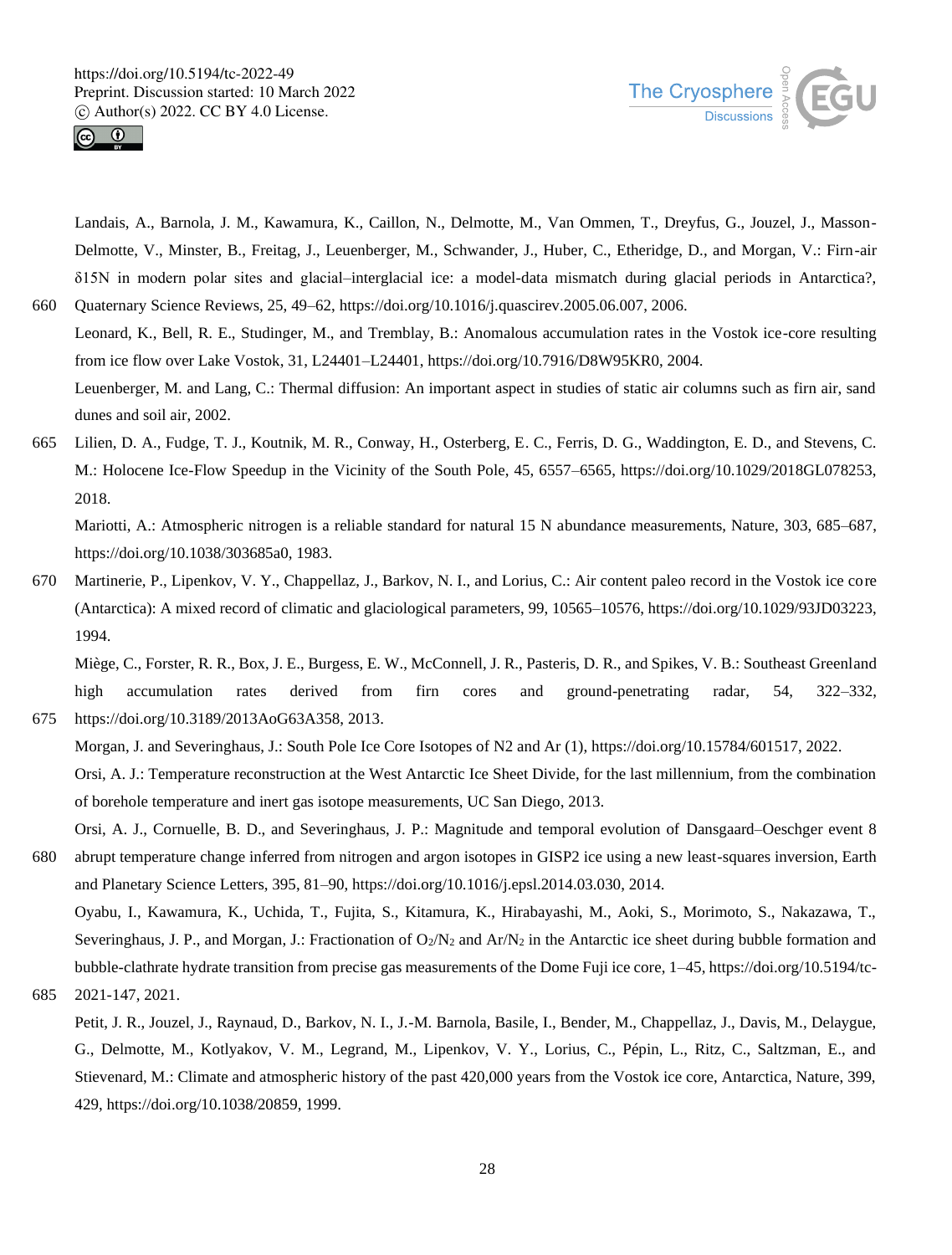Landais, A., Barnola, J. M., Kawamura, K., Caillon, N., Delmotte, M., Van Ommen, T., Dreyfus, G., Jouzel, J., Masson-Delmotte, V., Minster, B., Freitag, J., Leuenberger, M., Schwander, J., Huber, C., Etheridge, D., and Morgan, V.: Firn-air δ15N in modern polar sites and glacial–interglacial ice: a model-data mismatch during glacial periods in Antarctica?, Quaternary Science Reviews, 25, 49–62, https://doi.org/10.1016/j.quascirev.2005.06.007, 2006.

Leonard, K., Bell, R. E., Studinger, M., and Tremblay, B.: Anomalous accumulation rates in the Vostok ice-core resulting from ice flow over Lake Vostok, 31, L24401–L24401, https://doi.org/10.7916/D8W95KR0, 2004.

Leuenberger, M. and Lang, C.: Thermal diffusion: An important aspect in studies of static air columns such as firn air, sand dunes and soil air, 2002.

Lilien, D. A., Fudge, T. J., Koutnik, M. R., Conway, H., Osterberg, E. C., Ferris, D. G., Waddington, E. D., and Stevens, C. M.: Holocene Ice-Flow Speedup in the Vicinity of the South Pole, 45, 6557–6565, https://doi.org/10.1029/2018GL078253, 2018.

Mariotti, A.: Atmospheric nitrogen is a reliable standard for natural 15 N abundance measurements, Nature, 303, 685–687, https://doi.org/10.1038/303685a0, 1983.

Martinerie, P., Lipenkov, V. Y., Chappellaz, J., Barkov, N. I., and Lorius, C.: Air content paleo record in the Vostok ice core (Antarctica): A mixed record of climatic and glaciological parameters, 99, 10565–10576, https://doi.org/10.1029/93JD03223, 1994.

Miège, C., Forster, R. R., Box, J. E., Burgess, E. W., McConnell, J. R., Pasteris, D. R., and Spikes, V. B.: Southeast Greenland high accumulation rates derived from firn cores and ground-penetrating radar, 54, 322–332, https://doi.org/10.3189/2013AoG63A358, 2013.

Morgan, J. and Severinghaus, J.: South Pole Ice Core Isotopes of N2 and Ar (1), https://doi.org/10.15784/601517, 2022.

Orsi, A. J.: Temperature reconstruction at the West Antarctic Ice Sheet Divide, for the last millennium, from the combination of borehole temperature and inert gas isotope measurements, UC San Diego, 2013.

Orsi, A. J., Cornuelle, B. D., and Severinghaus, J. P.: Magnitude and temporal evolution of Dansgaard–Oeschger event 8 abrupt temperature change inferred from nitrogen and argon isotopes in GISP2 ice using a new least-squares inversion, Earth and Planetary Science Letters, 395, 81–90, https://doi.org/10.1016/j.epsl.2014.03.030, 2014.

Oyabu, I., Kawamura, K., Uchida, T., Fujita, S., Kitamura, K., Hirabayashi, M., Aoki, S., Morimoto, S., Nakazawa, T., Severinghaus, J. P., and Morgan, J.: Fractionation of $O_2/N_2$ and $Ar/N_2$ in the Antarctic ice sheet during bubble formation and bubble-clathrate hydrate transition from precise gas measurements of the Dome Fuji ice core, 1–45, https://doi.org/10.5194/tc-2021-147, 2021.

Petit, J. R., Jouzel, J., Raynaud, D., Barkov, N. I., J.-M. Barnola, Basile, I., Bender, M., Chappellaz, J., Davis, M., Delaygue, G., Delmotte, M., Kotlyakov, V. M., Legrand, M., Lipenkov, V. Y., Lorius, C., Pépin, L., Ritz, C., Saltzman, E., and Stievenard, M.: Climate and atmospheric history of the past 420,000 years from the Vostok ice core, Antarctica, Nature, 399, 429, https://doi.org/10.1038/20859, 1999.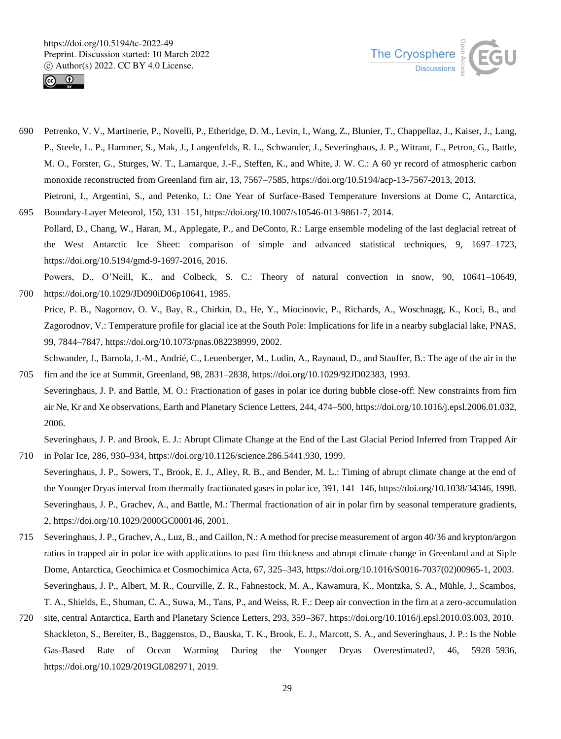Petrenko, V. V., Martinerie, P., Novelli, P., Etheridge, D. M., Levin, I., Wang, Z., Blunier, T., Chappellaz, J., Kaiser, J., Lang, P., Steele, L. P., Hammer, S., Mak, J., Langenfelds, R. L., Schwander, J., Severinghaus, J. P., Witrant, E., Petron, G., Battle, M. O., Forster, G., Sturges, W. T., Lamarque, J.-F., Steffen, K., and White, J. W. C.: A 60 yr record of atmospheric carbon monoxide reconstructed from Greenland firn air, 13, 7567–7585, https://doi.org/10.5194/acp-13-7567-2013, 2013.

Pietroni, I., Argentini, S., and Petenko, I.: One Year of Surface-Based Temperature Inversions at Dome C, Antarctica, Boundary-Layer Meteorol, 150, 131–151, https://doi.org/10.1007/s10546-013-9861-7, 2014.

Pollard, D., Chang, W., Haran, M., Applegate, P., and DeConto, R.: Large ensemble modeling of the last deglacial retreat of the West Antarctic Ice Sheet: comparison of simple and advanced statistical techniques, 9, 1697–1723, https://doi.org/10.5194/gmd-9-1697-2016, 2016.

Powers, D., O'Neill, K., and Colbeck, S. C.: Theory of natural convection in snow, 90, 10641–10649, https://doi.org/10.1029/JD090iD06p10641, 1985.

Price, P. B., Nagornov, O. V., Bay, R., Chirkin, D., He, Y., Miocinovic, P., Richards, A., Woschnagg, K., Koci, B., and Zagorodnov, V.: Temperature profile for glacial ice at the South Pole: Implications for life in a nearby subglacial lake, PNAS, 99, 7844–7847, https://doi.org/10.1073/pnas.082238999, 2002.

Schwander, J., Barnola, J.-M., Andrié, C., Leuenberger, M., Ludin, A., Raynaud, D., and Stauffer, B.: The age of the air in the firn and the ice at Summit, Greenland, 98, 2831–2838, https://doi.org/10.1029/92JD02383, 1993.

Severinghaus, J. P. and Battle, M. O.: Fractionation of gases in polar ice during bubble close-off: New constraints from firn air Ne, Kr and Xe observations, Earth and Planetary Science Letters, 244, 474–500, https://doi.org/10.1016/j.epsl.2006.01.032, 2006.

Severinghaus, J. P. and Brook, E. J.: Abrupt Climate Change at the End of the Last Glacial Period Inferred from Trapped Air in Polar Ice, 286, 930–934, https://doi.org/10.1126/science.286.5441.930, 1999.

Severinghaus, J. P., Sowers, T., Brook, E. J., Alley, R. B., and Bender, M. L.: Timing of abrupt climate change at the end of the Younger Dryas interval from thermally fractionated gases in polar ice, 391, 141–146, https://doi.org/10.1038/34346, 1998.

Severinghaus, J. P., Grachev, A., and Battle, M.: Thermal fractionation of air in polar firn by seasonal temperature gradients, 2, https://doi.org/10.1029/2000GC000146, 2001.

Severinghaus, J. P., Grachev, A., Luz, B., and Caillon, N.: A method for precise measurement of argon 40/36 and krypton/argon ratios in trapped air in polar ice with applications to past firn thickness and abrupt climate change in Greenland and at Siple Dome, Antarctica, Geochimica et Cosmochimica Acta, 67, 325–343, https://doi.org/10.1016/S0016-7037(02)00965-1, 2003.

Severinghaus, J. P., Albert, M. R., Courville, Z. R., Fahnestock, M. A., Kawamura, K., Montzka, S. A., Mühle, J., Scambos, T. A., Shields, E., Shuman, C. A., Suwa, M., Tans, P., and Weiss, R. F.: Deep air convection in the firn at a zero-accumulation site, central Antarctica, Earth and Planetary Science Letters, 293, 359–367, https://doi.org/10.1016/j.epsl.2010.03.003, 2010.

Shackleton, S., Bereiter, B., Baggenstos, D., Bauska, T. K., Brook, E. J., Marcott, S. A., and Severinghaus, J. P.: Is the Noble Gas-Based Rate of Ocean Warming During the Younger Dryas Overestimated?, 46, 5928–5936, https://doi.org/10.1029/2019GL082971, 2019.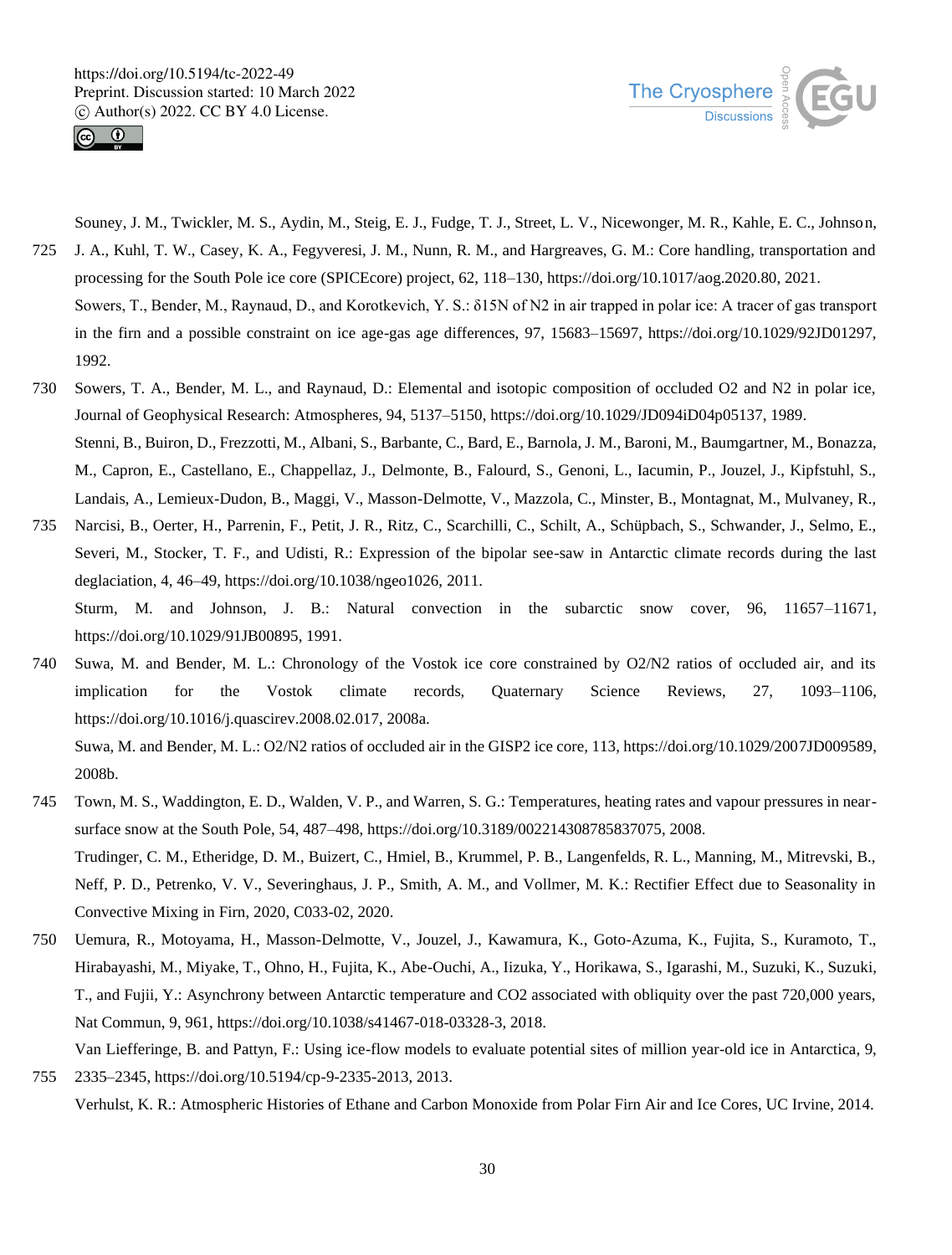Souney, J. M., Twickler, M. S., Aydin, M., Steig, E. J., Fudge, T. J., Street, L. V., Nicewonger, M. R., Kahle, E. C., Johnson, J. A., Kuhl, T. W., Casey, K. A., Fegyveresi, J. M., Nunn, R. M., and Hargreaves, G. M.: Core handling, transportation and processing for the South Pole ice core (SPICEcore) project, 62, 118–130, https://doi.org/10.1017/aog.2020.80, 2021.

Sowers, T., Bender, M., Raynaud, D., and Korotkevich, Y. S.: $\delta^{15}N$ of $N_2$ in air trapped in polar ice: A tracer of gas transport in the firn and a possible constraint on ice age-gas age differences, 97, 15683–15697, https://doi.org/10.1029/92JD01297, 1992.

Sowers, T. A., Bender, M. L., and Raynaud, D.: Elemental and isotopic composition of occluded $O_2$ and $N_2$ in polar ice, Journal of Geophysical Research: Atmospheres, 94, 5137–5150, https://doi.org/10.1029/JD094iD04p05137, 1989.

Stenni, B., Buiron, D., Frezzotti, M., Albani, S., Barbante, C., Bard, E., Barnola, J. M., Baroni, M., Baumgartner, M., Bonazza, M., Capron, E., Castellano, E., Chappellaz, J., Delmonte, B., Falourd, S., Genoni, L., Iacumin, P., Jouzel, J., Kipfstuhl, S., Landais, A., Lemieux-Dudon, B., Maggi, V., Masson-Delmotte, V., Mazzola, C., Minster, B., Montagnat, M., Mulvaney, R., Narcisi, B., Oerter, H., Parrenin, F., Petit, J. R., Ritz, C., Scarchilli, C., Schilt, A., Schüpbach, S., Schwander, J., Selmo, E., Severi, M., Stocker, T. F., and Udisti, R.: Expression of the bipolar see-saw in Antarctic climate records during the last deglaciation, 4, 46–49, https://doi.org/10.1038/ngeo1026, 2011.

Sturm, M. and Johnson, J. B.: Natural convection in the subarctic snow cover, 96, 11657–11671, https://doi.org/10.1029/91JB00895, 1991.

Suwa, M. and Bender, M. L.: Chronology of the Vostok ice core constrained by $O_2/N_2$ ratios of occluded air, and its implication for the Vostok climate records, Quaternary Science Reviews, 27, 1093–1106, https://doi.org/10.1016/j.quascirev.2008.02.017, 2008a.

Suwa, M. and Bender, M. L.: $O_2/N_2$ ratios of occluded air in the GISP2 ice core, 113, https://doi.org/10.1029/2007JD009589, 2008b.

Town, M. S., Waddington, E. D., Walden, V. P., and Warren, S. G.: Temperatures, heating rates and vapour pressures in near-surface snow at the South Pole, 54, 487–498, https://doi.org/10.3189/002214308785837075, 2008.

Trudinger, C. M., Etheridge, D. M., Buizert, C., Hmiel, B., Krummel, P. B., Langenfelds, R. L., Manning, M., Mitrevski, B., Neff, P. D., Petrenko, V. V., Severinghaus, J. P., Smith, A. M., and Vollmer, M. K.: Rectifier Effect due to Seasonality in Convective Mixing in Firn, 2020, C033-02, 2020.

Uemura, R., Motoyama, H., Masson-Delmotte, V., Jouzel, J., Kawamura, K., Goto-Azuma, K., Fujita, S., Kuramoto, T., Hirabayashi, M., Miyake, T., Ohno, H., Fujita, K., Abe-Ouchi, A., Iizuka, Y., Horikawa, S., Igarashi, M., Suzuki, K., Suzuki, T., and Fujii, Y.: Asynchrony between Antarctic temperature and CO2 associated with obliquity over the past 720,000 years, Nat Commun, 9, 961, https://doi.org/10.1038/s41467-018-03328-3, 2018.

Van Liefferinge, B. and Pattyn, F.: Using ice-flow models to evaluate potential sites of million year-old ice in Antarctica, 9, 2335–2345, https://doi.org/10.5194/cp-9-2335-2013, 2013.

Verhulst, K. R.: Atmospheric Histories of Ethane and Carbon Monoxide from Polar Firn Air and Ice Cores, UC Irvine, 2014.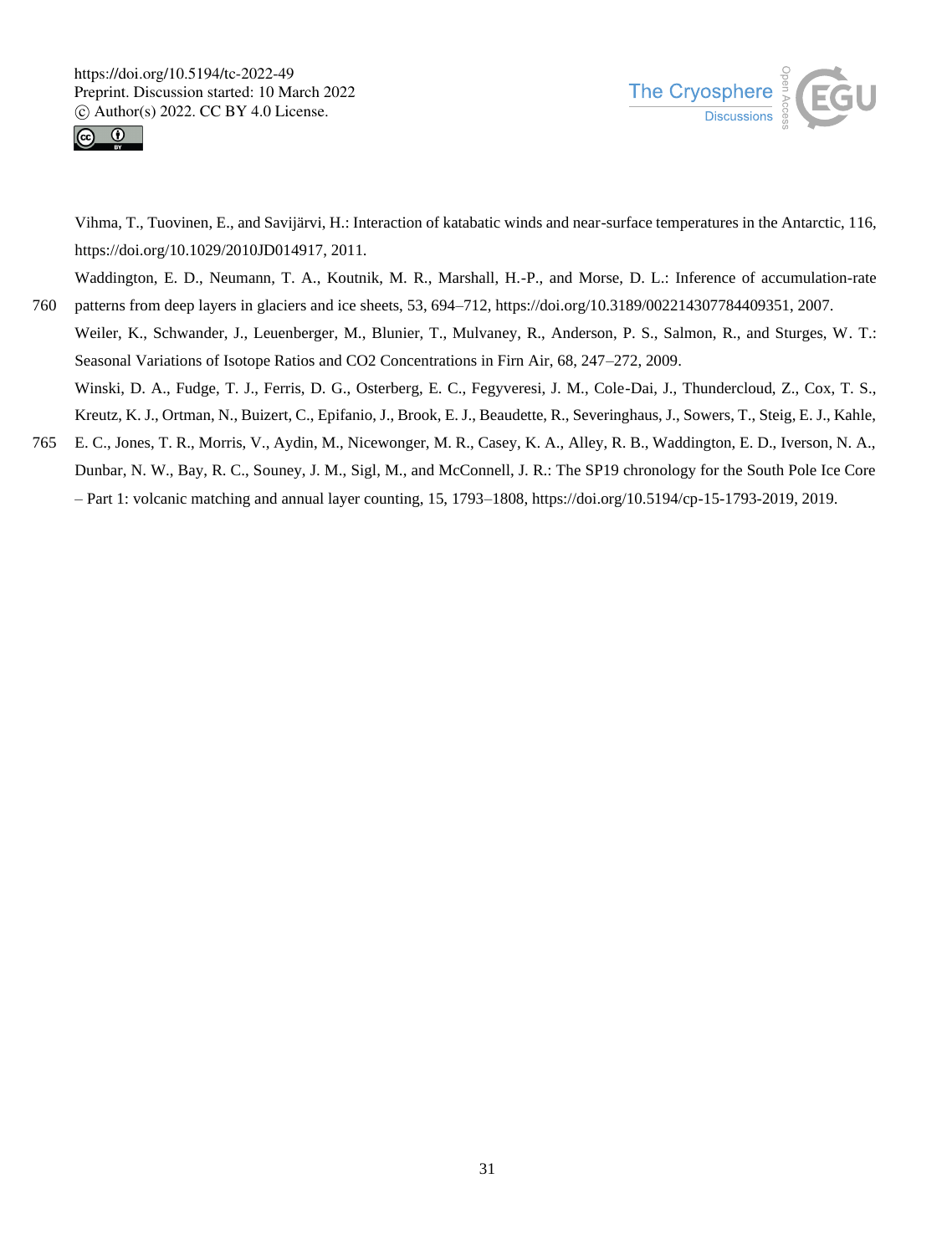Vihma, T., Tuovinen, E., and Savijärvi, H.: Interaction of katabatic winds and near-surface temperatures in the Antarctic, 116, https://doi.org/10.1029/2010JD014917, 2011.

Waddington, E. D., Neumann, T. A., Koutnik, M. R., Marshall, H.-P., and Morse, D. L.: Inference of accumulation-rate patterns from deep layers in glaciers and ice sheets, 53, 694–712, https://doi.org/10.3189/002214307784409351, 2007.

Weiler, K., Schwander, J., Leuenberger, M., Blunier, T., Mulvaney, R., Anderson, P. S., Salmon, R., and Sturges, W. T.: Seasonal Variations of Isotope Ratios and CO2 Concentrations in Firn Air, 68, 247–272, 2009.

Winski, D. A., Fudge, T. J., Ferris, D. G., Osterberg, E. C., Fegyveresi, J. M., Cole-Dai, J., Thundercloud, Z., Cox, T. S., Kreutz, K. J., Ortman, N., Buizert, C., Epifanio, J., Brook, E. J., Beaudette, R., Severinghaus, J., Sowers, T., Steig, E. J., Kahle, E. C., Jones, T. R., Morris, V., Aydin, M., Nicewonger, M. R., Casey, K. A., Alley, R. B., Waddington, E. D., Iverson, N. A., Dunbar, N. W., Bay, R. C., Souney, J. M., Sigl, M., and McConnell, J. R.: The SP19 chronology for the South Pole Ice Core – Part 1: volcanic matching and annual layer counting, 15, 1793–1808, https://doi.org/10.5194/cp-15-1793-2019, 2019.